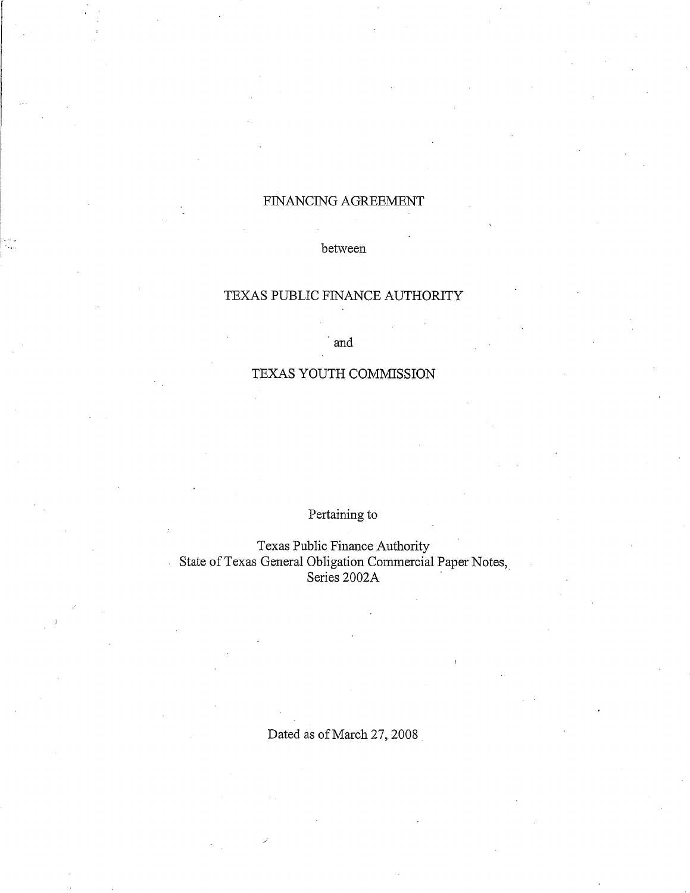# FINANCING AGREEMENT

between

## TEXAS PUBLIC FINANCE AUTHORITY

and

## TEXAS YOUTH COMMISSION

Pertaining to

Texas Public Finance Authority
State of Texas General Obligation Commercial Paper Notes,
Series 2002A

Dated as of March 27, 2008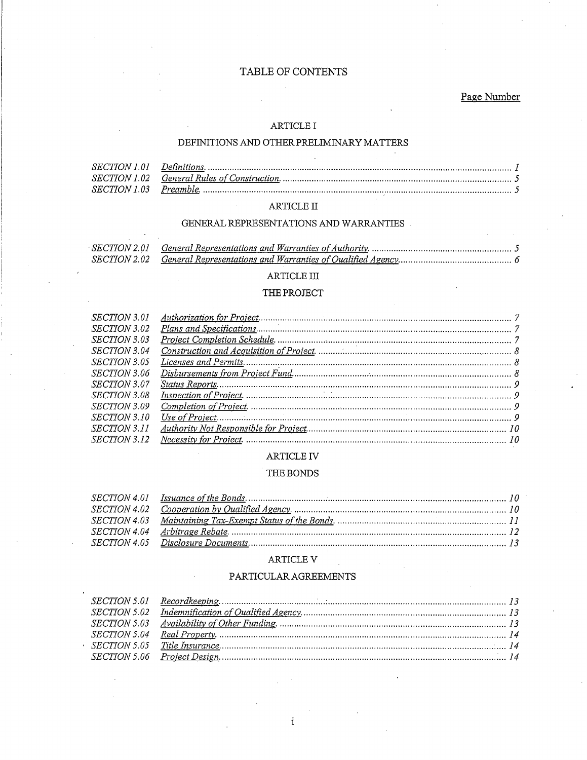# TABLE OF CONTENTS

Page Number

## ARTICLE I

## DEFINITIONS AND OTHER PRELIMINARY MATTERS

| | | |
|---|---|---|
| *SECTION 1.01* | *Definitions.* | *1* |
| *SECTION 1.02* | *General Rules of Construction.* | *5* |
| *SECTION 1.03* | *Preamble.* | *5* |

## ARTICLE II

## GENERAL REPRESENTATIONS AND WARRANTIES

| | | |
|---|---|---|
| *SECTION 2.01* | *General Representations and Warranties of Authority.* | *5* |
| *SECTION 2.02* | *General Representations and Warranties of Qualified Agency.* | *6* |

## ARTICLE III

## THE PROJECT

| | | |
|---|---|---|
| *SECTION 3.01* | *Authorization for Project.* | *7* |
| *SECTION 3.02* | *Plans and Specifications.* | *7* |
| *SECTION 3.03* | *Project Completion Schedule.* | *7* |
| *SECTION 3.04* | *Construction and Acquisition of Project.* | *8* |
| *SECTION 3.05* | *Licenses and Permits.* | *8* |
| *SECTION 3.06* | *Disbursements from Project Fund.* | *8* |
| *SECTION 3.07* | *Status Reports.* | *9* |
| *SECTION 3.08* | *Inspection of Project.* | *9* |
| *SECTION 3.09* | *Completion of Project.* | *9* |
| *SECTION 3.10* | *Use of Project.* | *9* |
| *SECTION 3.11* | *Authority Not Responsible for Project.* | *10* |
| *SECTION 3.12* | *Necessity for Project.* | *10* |

## ARTICLE IV

## THE BONDS

| | | |
|---|---|---|
| *SECTION 4.01* | *Issuance of the Bonds.* | *10* |
| *SECTION 4.02* | *Cooperation by Qualified Agency.* | *10* |
| *SECTION 4.03* | *Maintaining Tax-Exempt Status of the Bonds.* | *11* |
| *SECTION 4.04* | *Arbitrage Rebate.* | *12* |
| *SECTION 4.05* | *Disclosure Documents.* | *13* |

## ARTICLE V

## PARTICULAR AGREEMENTS

| | | |
|---|---|---|
| *SECTION 5.01* | *Recordkeeping.* | *13* |
| *SECTION 5.02* | *Indemnification of Qualified Agency.* | *13* |
| *SECTION 5.03* | *Availability of Other Funding.* | *13* |
| *SECTION 5.04* | *Real Property.* | *14* |
| *SECTION 5.05* | *Title Insurance.* | *14* |
| *SECTION 5.06* | *Project Design.* | *14* |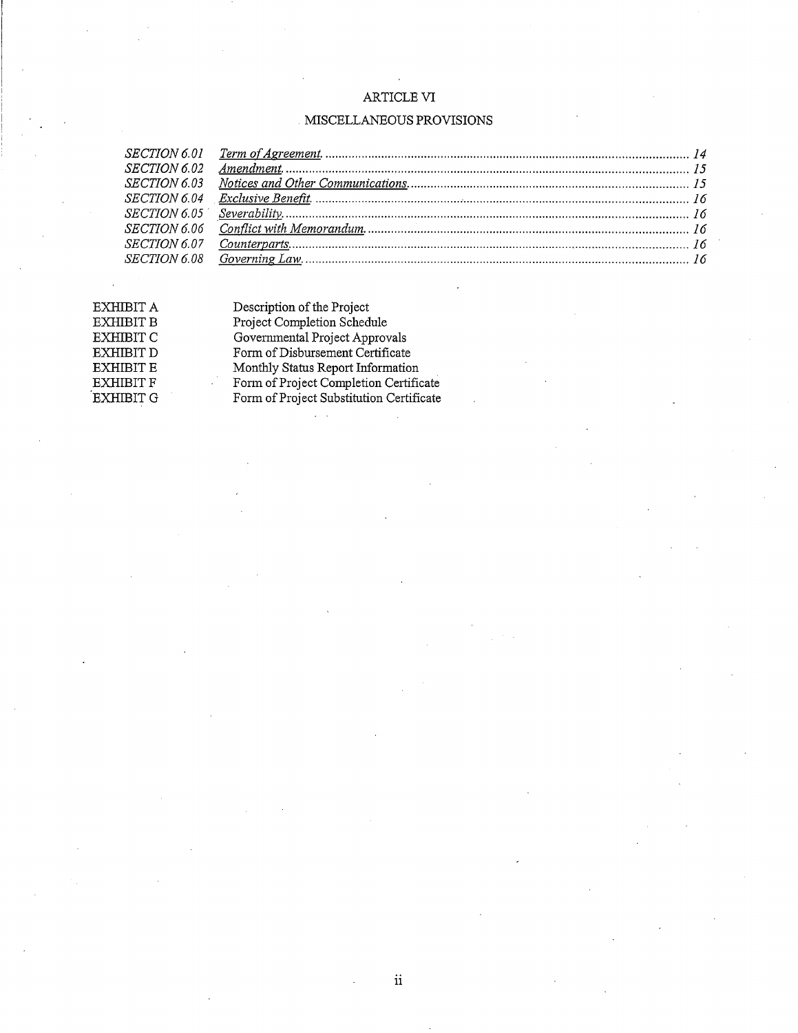## ARTICLE VI

## MISCELLANEOUS PROVISIONS

| | | |
|---|---|---|
| *SECTION 6.01* | *Term of Agreement.* | *14* |
| *SECTION 6.02* | *Amendment.* | *15* |
| *SECTION 6.03* | *Notices and Other Communications.* | *15* |
| *SECTION 6.04* | *Exclusive Benefit.* | *16* |
| *SECTION 6.05* | *Severability.* | *16* |
| *SECTION 6.06* | *Conflict with Memorandum.* | *16* |
| *SECTION 6.07* | *Counterparts.* | *16* |
| *SECTION 6.08* | *Governing Law.* | *16* |

| | |
|---|---|
| EXHIBIT A | Description of the Project |
| EXHIBIT B | Project Completion Schedule |
| EXHIBIT C | Governmental Project Approvals |
| EXHIBIT D | Form of Disbursement Certificate |
| EXHIBIT E | Monthly Status Report Information |
| EXHIBIT F | Form of Project Completion Certificate |
| EXHIBIT G | Form of Project Substitution Certificate |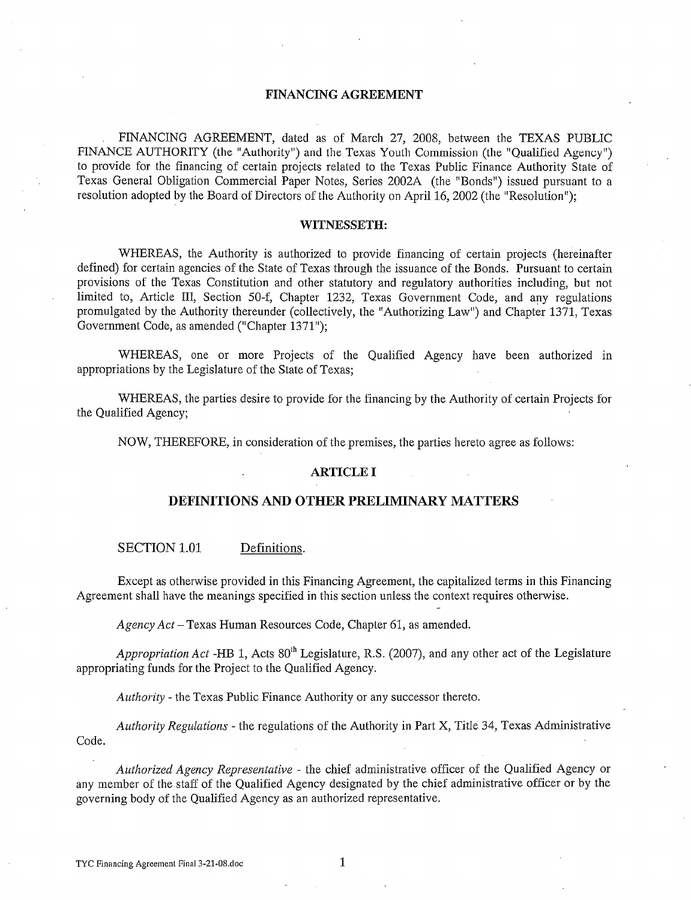# FINANCING AGREEMENT

FINANCING AGREEMENT, dated as of March 27, 2008, between the TEXAS PUBLIC FINANCE AUTHORITY (the "Authority") and the Texas Youth Commission (the "Qualified Agency") to provide for the financing of certain projects related to the Texas Public Finance Authority State of Texas General Obligation Commercial Paper Notes, Series 2002A (the "Bonds") issued pursuant to a resolution adopted by the Board of Directors of the Authority on April 16, 2002 (the "Resolution");

## WITNESSETH:

WHEREAS, the Authority is authorized to provide financing of certain projects (hereinafter defined) for certain agencies of the State of Texas through the issuance of the Bonds. Pursuant to certain provisions of the Texas Constitution and other statutory and regulatory authorities including, but not limited to, Article III, Section 50-f, Chapter 1232, Texas Government Code, and any regulations promulgated by the Authority thereunder (collectively, the "Authorizing Law") and Chapter 1371, Texas Government Code, as amended ("Chapter 1371");

WHEREAS, one or more Projects of the Qualified Agency have been authorized in appropriations by the Legislature of the State of Texas;

WHEREAS, the parties desire to provide for the financing by the Authority of certain Projects for the Qualified Agency;

NOW, THEREFORE, in consideration of the premises, the parties hereto agree as follows:

## ARTICLE I

## DEFINITIONS AND OTHER PRELIMINARY MATTERS

SECTION 1.01 Definitions.

Except as otherwise provided in this Financing Agreement, the capitalized terms in this Financing Agreement shall have the meanings specified in this section unless the context requires otherwise.

*Agency Act* – Texas Human Resources Code, Chapter 61, as amended.

*Appropriation Act* -HB 1, Acts 80th Legislature, R.S. (2007), and any other act of the Legislature appropriating funds for the Project to the Qualified Agency.

*Authority* - the Texas Public Finance Authority or any successor thereto.

*Authority Regulations* - the regulations of the Authority in Part X, Title 34, Texas Administrative Code.

*Authorized Agency Representative* - the chief administrative officer of the Qualified Agency or any member of the staff of the Qualified Agency designated by the chief administrative officer or by the governing body of the Qualified Agency as an authorized representative.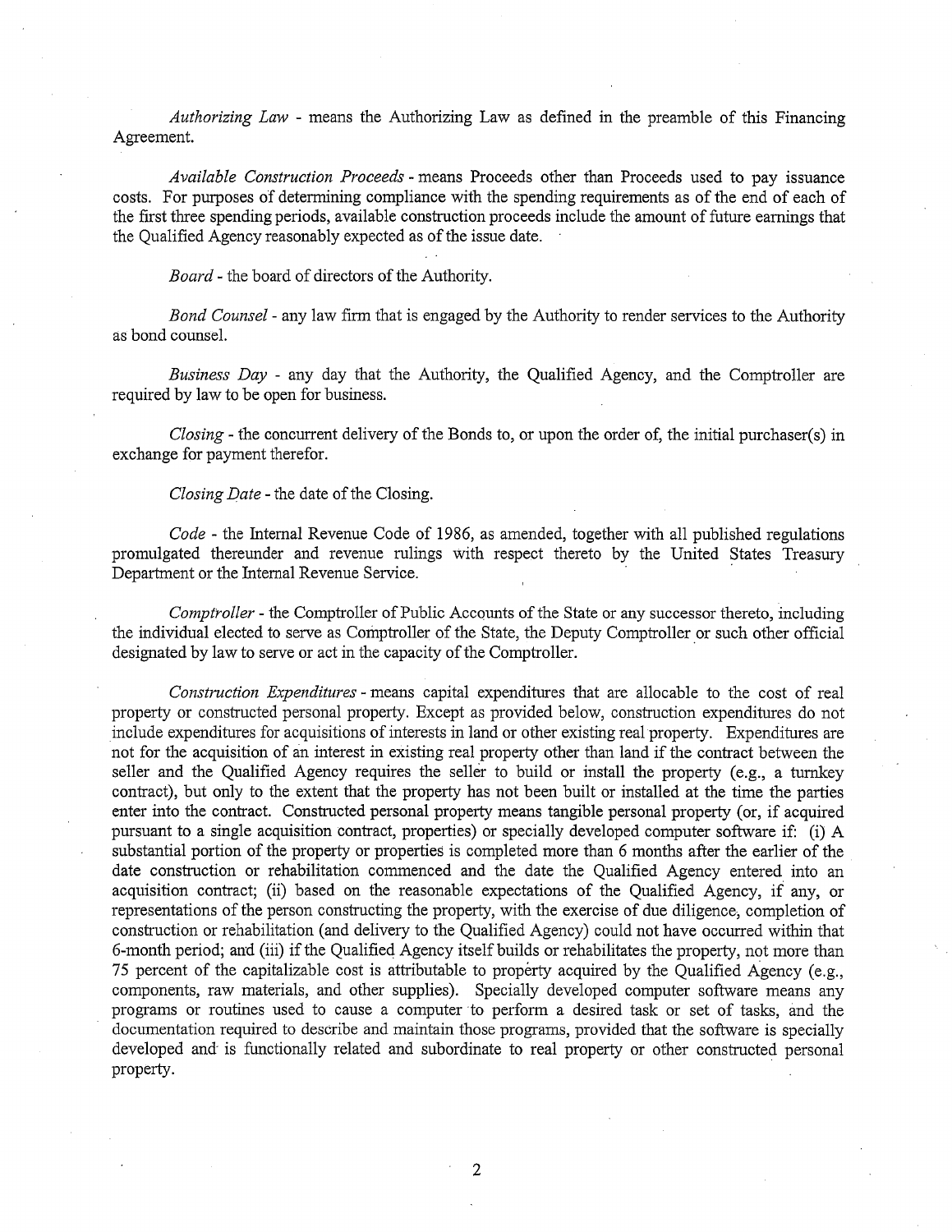*Authorizing Law* - means the Authorizing Law as defined in the preamble of this Financing Agreement.

*Available Construction Proceeds* - means Proceeds other than Proceeds used to pay issuance costs. For purposes of determining compliance with the spending requirements as of the end of each of the first three spending periods, available construction proceeds include the amount of future earnings that the Qualified Agency reasonably expected as of the issue date.

*Board* - the board of directors of the Authority.

*Bond Counsel* - any law firm that is engaged by the Authority to render services to the Authority as bond counsel.

*Business Day* - any day that the Authority, the Qualified Agency, and the Comptroller are required by law to be open for business.

*Closing* - the concurrent delivery of the Bonds to, or upon the order of, the initial purchaser(s) in exchange for payment therefor.

*Closing Date* - the date of the Closing.

*Code* - the Internal Revenue Code of 1986, as amended, together with all published regulations promulgated thereunder and revenue rulings with respect thereto by the United States Treasury Department or the Internal Revenue Service.

*Comptroller* - the Comptroller of Public Accounts of the State or any successor thereto, including the individual elected to serve as Comptroller of the State, the Deputy Comptroller or such other official designated by law to serve or act in the capacity of the Comptroller.

*Construction Expenditures* - means capital expenditures that are allocable to the cost of real property or constructed personal property. Except as provided below, construction expenditures do not include expenditures for acquisitions of interests in land or other existing real property. Expenditures are not for the acquisition of an interest in existing real property other than land if the contract between the seller and the Qualified Agency requires the seller to build or install the property (e.g., a turnkey contract), but only to the extent that the property has not been built or installed at the time the parties enter into the contract. Constructed personal property means tangible personal property (or, if acquired pursuant to a single acquisition contract, properties) or specially developed computer software if: (i) A substantial portion of the property or properties is completed more than 6 months after the earlier of the date construction or rehabilitation commenced and the date the Qualified Agency entered into an acquisition contract; (ii) based on the reasonable expectations of the Qualified Agency, if any, or representations of the person constructing the property, with the exercise of due diligence, completion of construction or rehabilitation (and delivery to the Qualified Agency) could not have occurred within that 6-month period; and (iii) if the Qualified Agency itself builds or rehabilitates the property, not more than 75 percent of the capitalizable cost is attributable to property acquired by the Qualified Agency (e.g., components, raw materials, and other supplies). Specially developed computer software means any programs or routines used to cause a computer to perform a desired task or set of tasks, and the documentation required to describe and maintain those programs, provided that the software is specially developed and is functionally related and subordinate to real property or other constructed personal property.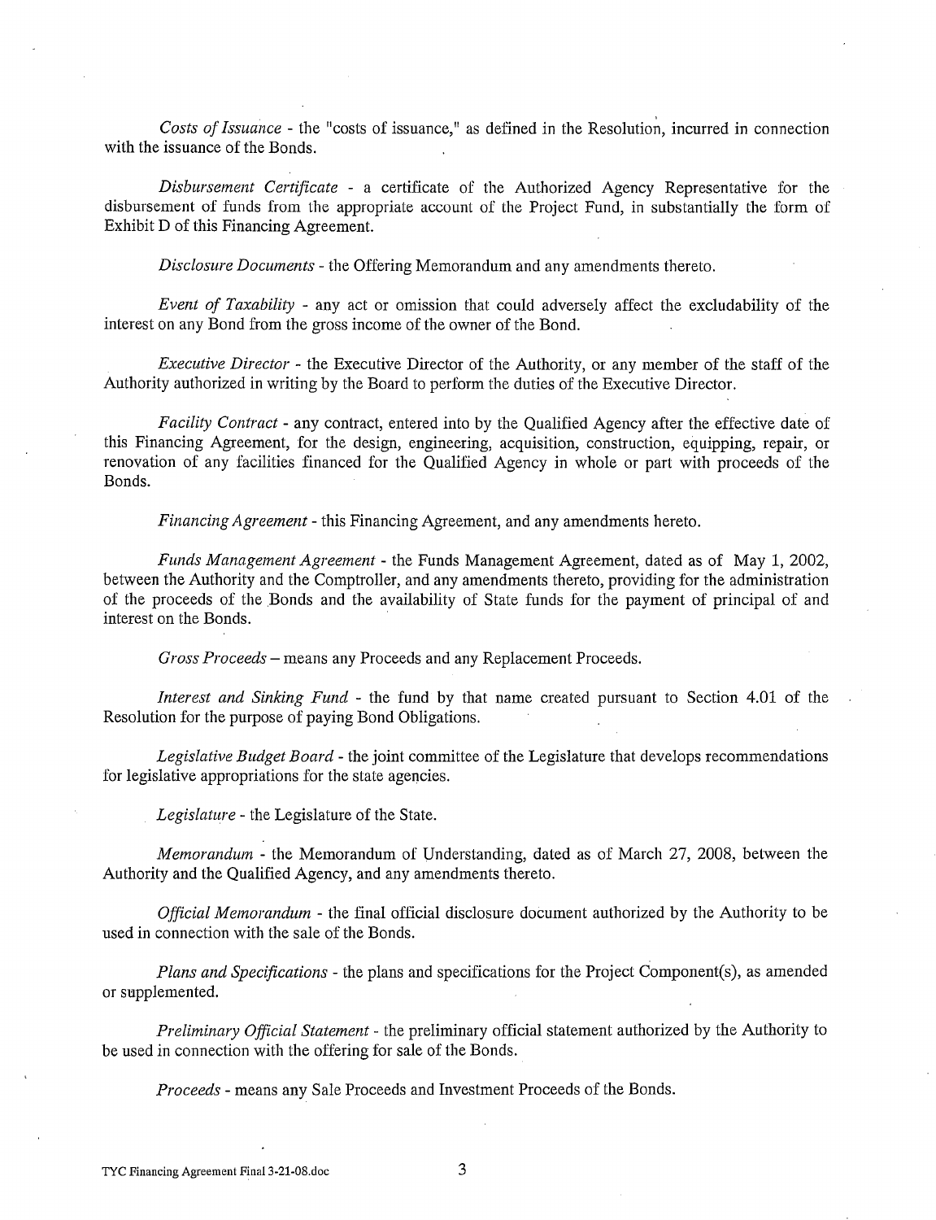*Costs of Issuance* - the "costs of issuance," as defined in the Resolution, incurred in connection with the issuance of the Bonds.

*Disbursement Certificate* - a certificate of the Authorized Agency Representative for the disbursement of funds from the appropriate account of the Project Fund, in substantially the form of Exhibit D of this Financing Agreement.

*Disclosure Documents* - the Offering Memorandum and any amendments thereto.

*Event of Taxability* - any act or omission that could adversely affect the excludability of the interest on any Bond from the gross income of the owner of the Bond.

*Executive Director* - the Executive Director of the Authority, or any member of the staff of the Authority authorized in writing by the Board to perform the duties of the Executive Director.

*Facility Contract* - any contract, entered into by the Qualified Agency after the effective date of this Financing Agreement, for the design, engineering, acquisition, construction, equipping, repair, or renovation of any facilities financed for the Qualified Agency in whole or part with proceeds of the Bonds.

*Financing Agreement* - this Financing Agreement, and any amendments hereto.

*Funds Management Agreement* - the Funds Management Agreement, dated as of May 1, 2002, between the Authority and the Comptroller, and any amendments thereto, providing for the administration of the proceeds of the Bonds and the availability of State funds for the payment of principal of and interest on the Bonds.

*Gross Proceeds* – means any Proceeds and any Replacement Proceeds.

*Interest and Sinking Fund* - the fund by that name created pursuant to Section 4.01 of the Resolution for the purpose of paying Bond Obligations.

*Legislative Budget Board* - the joint committee of the Legislature that develops recommendations for legislative appropriations for the state agencies.

*Legislature* - the Legislature of the State.

*Memorandum* - the Memorandum of Understanding, dated as of March 27, 2008, between the Authority and the Qualified Agency, and any amendments thereto.

*Official Memorandum* - the final official disclosure document authorized by the Authority to be used in connection with the sale of the Bonds.

*Plans and Specifications* - the plans and specifications for the Project Component(s), as amended or supplemented.

*Preliminary Official Statement* - the preliminary official statement authorized by the Authority to be used in connection with the offering for sale of the Bonds.

*Proceeds* - means any Sale Proceeds and Investment Proceeds of the Bonds.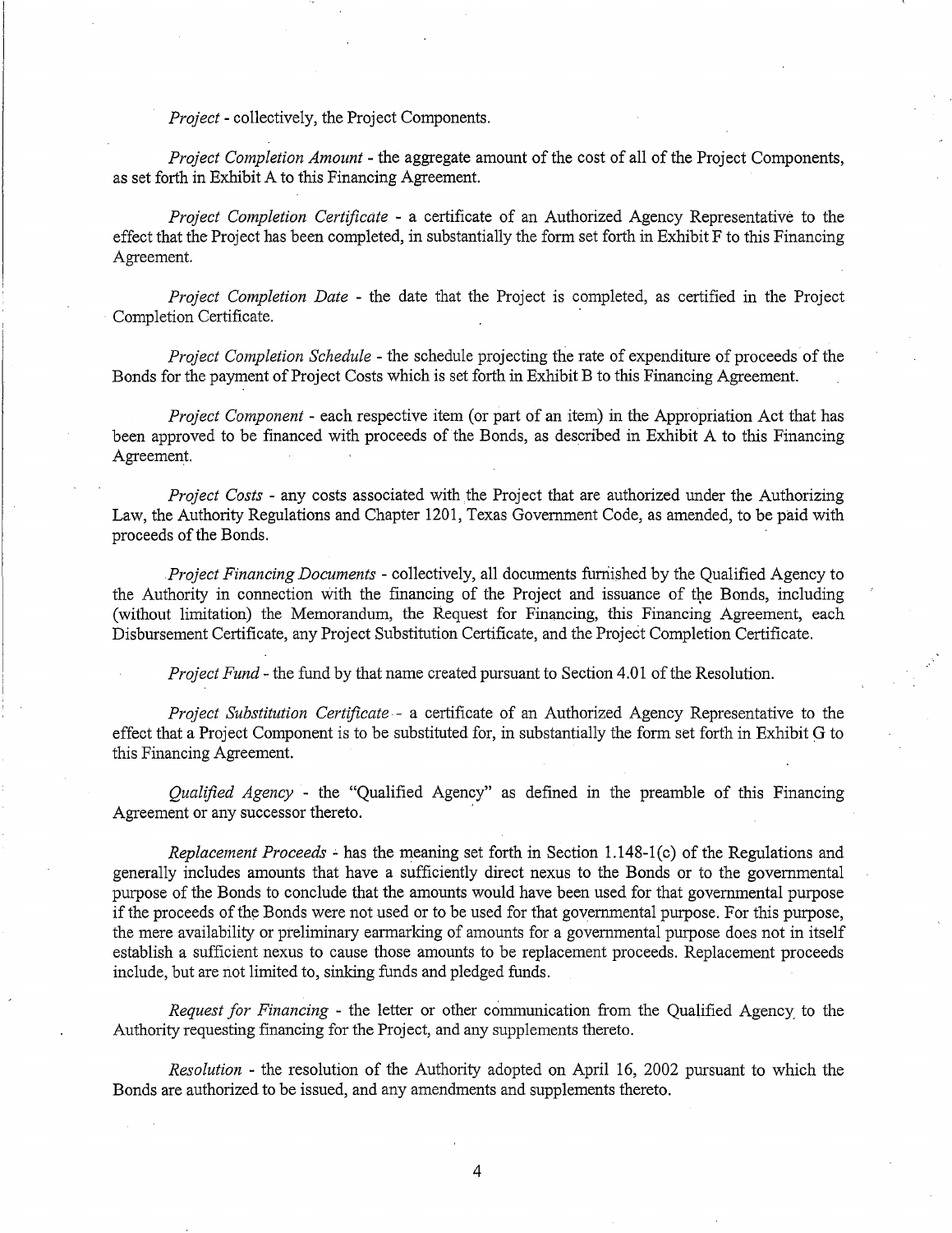*Project* - collectively, the Project Components.

*Project Completion Amount* - the aggregate amount of the cost of all of the Project Components, as set forth in Exhibit A to this Financing Agreement.

*Project Completion Certificate* - a certificate of an Authorized Agency Representative to the effect that the Project has been completed, in substantially the form set forth in Exhibit F to this Financing Agreement.

*Project Completion Date* - the date that the Project is completed, as certified in the Project Completion Certificate.

*Project Completion Schedule* - the schedule projecting the rate of expenditure of proceeds of the Bonds for the payment of Project Costs which is set forth in Exhibit B to this Financing Agreement.

*Project Component* - each respective item (or part of an item) in the Appropriation Act that has been approved to be financed with proceeds of the Bonds, as described in Exhibit A to this Financing Agreement.

*Project Costs* - any costs associated with the Project that are authorized under the Authorizing Law, the Authority Regulations and Chapter 1201, Texas Government Code, as amended, to be paid with proceeds of the Bonds.

*Project Financing Documents* - collectively, all documents furnished by the Qualified Agency to the Authority in connection with the financing of the Project and issuance of the Bonds, including (without limitation) the Memorandum, the Request for Financing, this Financing Agreement, each Disbursement Certificate, any Project Substitution Certificate, and the Project Completion Certificate.

*Project Fund* - the fund by that name created pursuant to Section 4.01 of the Resolution.

*Project Substitution Certificate* - a certificate of an Authorized Agency Representative to the effect that a Project Component is to be substituted for, in substantially the form set forth in Exhibit G to this Financing Agreement.

*Qualified Agency* - the "Qualified Agency" as defined in the preamble of this Financing Agreement or any successor thereto.

*Replacement Proceeds* - has the meaning set forth in Section 1.148-1(c) of the Regulations and generally includes amounts that have a sufficiently direct nexus to the Bonds or to the governmental purpose of the Bonds to conclude that the amounts would have been used for that governmental purpose if the proceeds of the Bonds were not used or to be used for that governmental purpose. For this purpose, the mere availability or preliminary earmarking of amounts for a governmental purpose does not in itself establish a sufficient nexus to cause those amounts to be replacement proceeds. Replacement proceeds include, but are not limited to, sinking funds and pledged funds.

*Request for Financing* - the letter or other communication from the Qualified Agency to the Authority requesting financing for the Project, and any supplements thereto.

*Resolution* - the resolution of the Authority adopted on April 16, 2002 pursuant to which the Bonds are authorized to be issued, and any amendments and supplements thereto.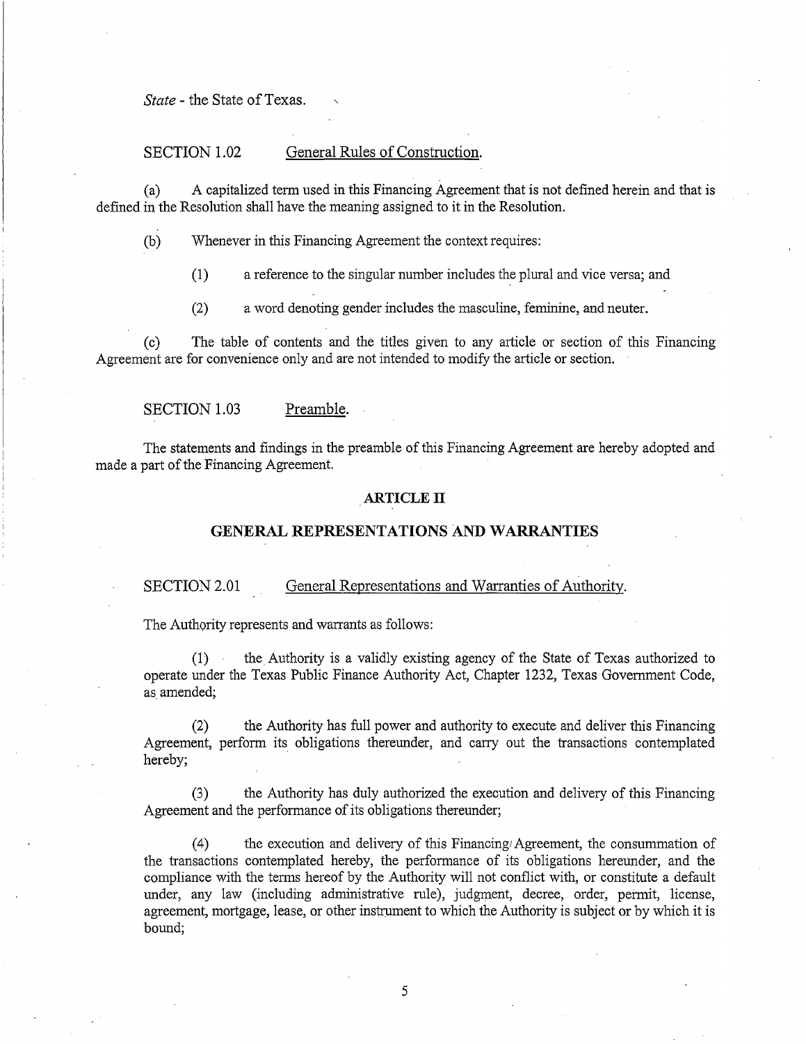*State* - the State of Texas.

SECTION 1.02 General Rules of Construction.

(a) A capitalized term used in this Financing Agreement that is not defined herein and that is defined in the Resolution shall have the meaning assigned to it in the Resolution.

(b) Whenever in this Financing Agreement the context requires:

(1) a reference to the singular number includes the plural and vice versa; and

(2) a word denoting gender includes the masculine, feminine, and neuter.

(c) The table of contents and the titles given to any article or section of this Financing Agreement are for convenience only and are not intended to modify the article or section.

SECTION 1.03 Preamble.

The statements and findings in the preamble of this Financing Agreement are hereby adopted and made a part of the Financing Agreement.

## ARTICLE II

## GENERAL REPRESENTATIONS AND WARRANTIES

SECTION 2.01 General Representations and Warranties of Authority.

The Authority represents and warrants as follows:

(1) the Authority is a validly existing agency of the State of Texas authorized to operate under the Texas Public Finance Authority Act, Chapter 1232, Texas Government Code, as amended;

(2) the Authority has full power and authority to execute and deliver this Financing Agreement, perform its obligations thereunder, and carry out the transactions contemplated hereby;

(3) the Authority has duly authorized the execution and delivery of this Financing Agreement and the performance of its obligations thereunder;

(4) the execution and delivery of this Financing Agreement, the consummation of the transactions contemplated hereby, the performance of its obligations hereunder, and the compliance with the terms hereof by the Authority will not conflict with, or constitute a default under, any law (including administrative rule), judgment, decree, order, permit, license, agreement, mortgage, lease, or other instrument to which the Authority is subject or by which it is bound;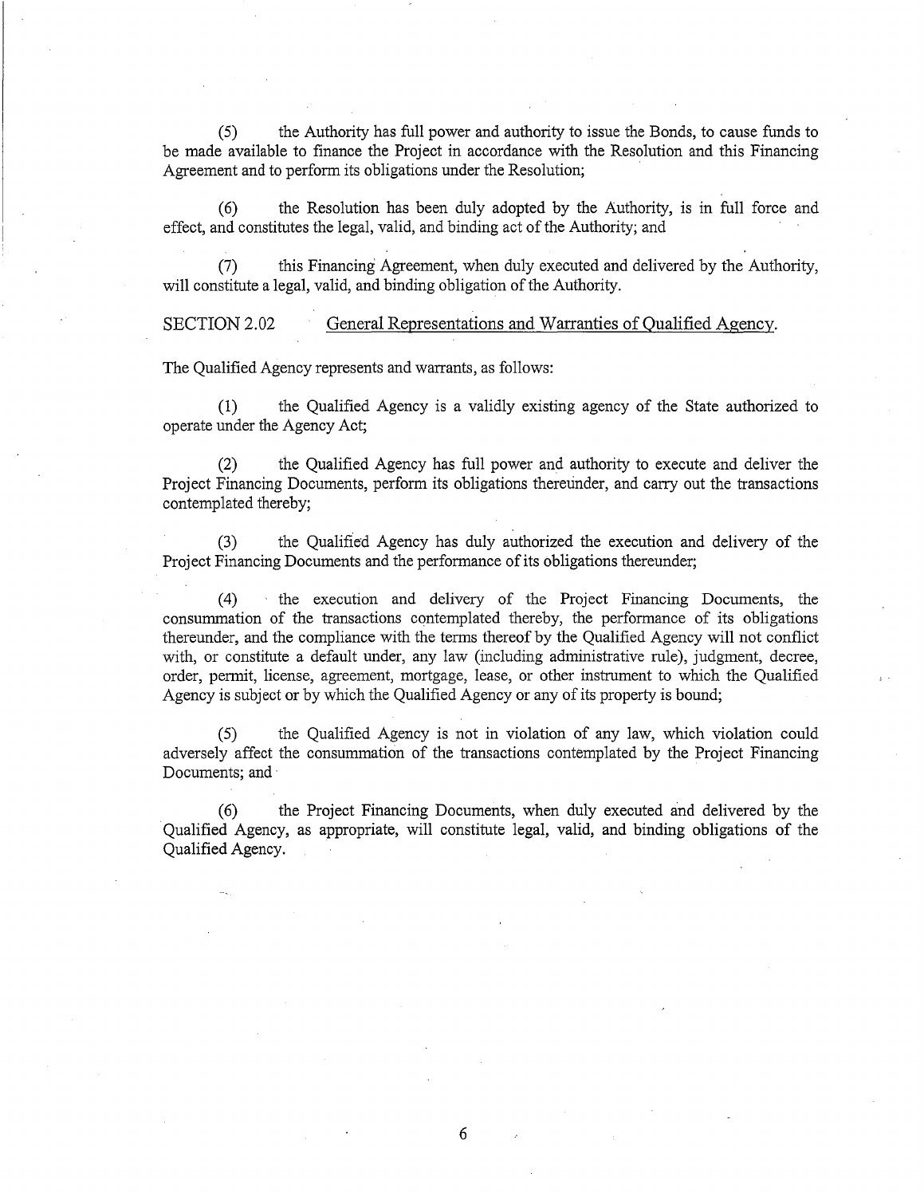(5) the Authority has full power and authority to issue the Bonds, to cause funds to be made available to finance the Project in accordance with the Resolution and this Financing Agreement and to perform its obligations under the Resolution;

(6) the Resolution has been duly adopted by the Authority, is in full force and effect, and constitutes the legal, valid, and binding act of the Authority; and

(7) this Financing Agreement, when duly executed and delivered by the Authority, will constitute a legal, valid, and binding obligation of the Authority.

SECTION 2.02 General Representations and Warranties of Qualified Agency.

The Qualified Agency represents and warrants, as follows:

(1) the Qualified Agency is a validly existing agency of the State authorized to operate under the Agency Act;

(2) the Qualified Agency has full power and authority to execute and deliver the Project Financing Documents, perform its obligations thereunder, and carry out the transactions contemplated thereby;

(3) the Qualified Agency has duly authorized the execution and delivery of the Project Financing Documents and the performance of its obligations thereunder;

(4) the execution and delivery of the Project Financing Documents, the consummation of the transactions contemplated thereby, the performance of its obligations thereunder, and the compliance with the terms thereof by the Qualified Agency will not conflict with, or constitute a default under, any law (including administrative rule), judgment, decree, order, permit, license, agreement, mortgage, lease, or other instrument to which the Qualified Agency is subject or by which the Qualified Agency or any of its property is bound;

(5) the Qualified Agency is not in violation of any law, which violation could adversely affect the consummation of the transactions contemplated by the Project Financing Documents; and

(6) the Project Financing Documents, when duly executed and delivered by the Qualified Agency, as appropriate, will constitute legal, valid, and binding obligations of the Qualified Agency.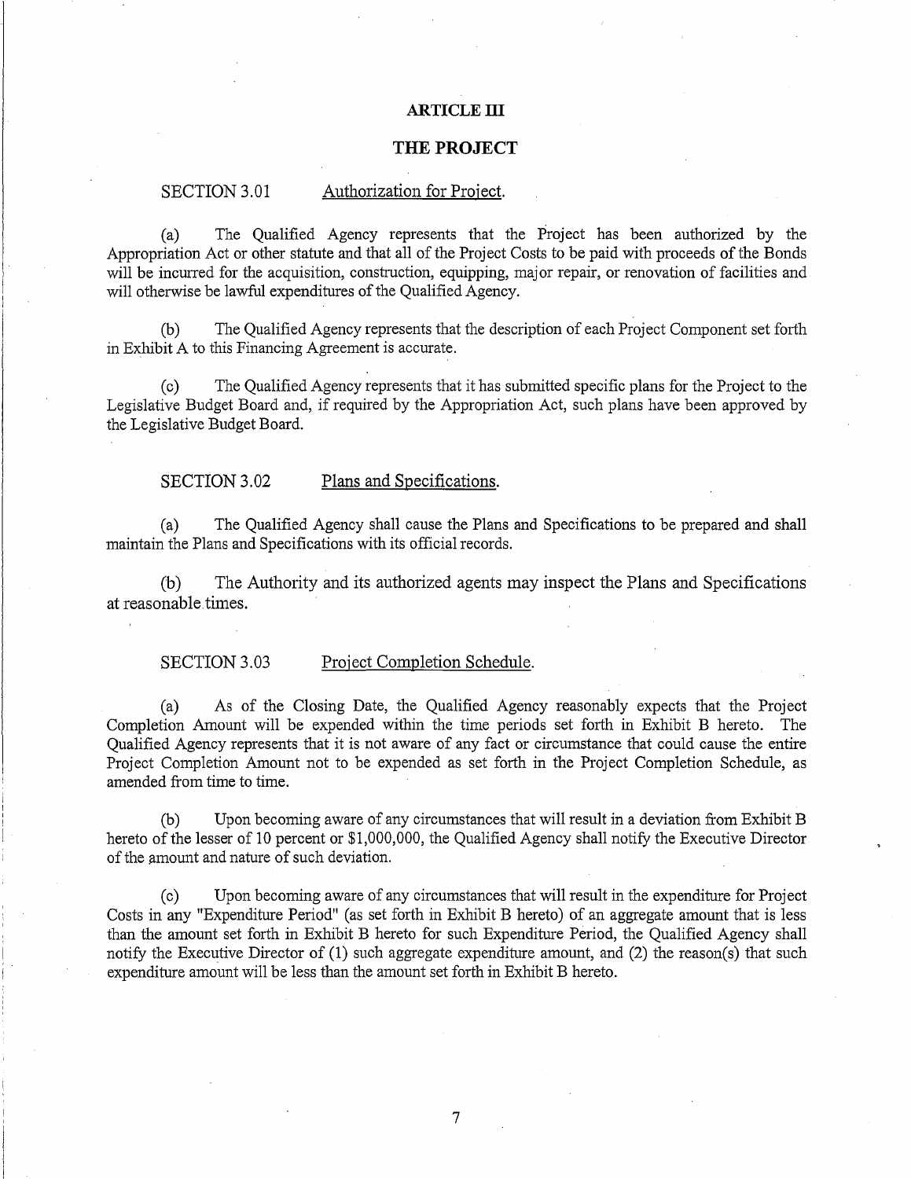## ARTICLE III

## THE PROJECT

SECTION 3.01 Authorization for Project.

(a) The Qualified Agency represents that the Project has been authorized by the Appropriation Act or other statute and that all of the Project Costs to be paid with proceeds of the Bonds will be incurred for the acquisition, construction, equipping, major repair, or renovation of facilities and will otherwise be lawful expenditures of the Qualified Agency.

(b) The Qualified Agency represents that the description of each Project Component set forth in Exhibit A to this Financing Agreement is accurate.

(c) The Qualified Agency represents that it has submitted specific plans for the Project to the Legislative Budget Board and, if required by the Appropriation Act, such plans have been approved by the Legislative Budget Board.

SECTION 3.02 Plans and Specifications.

(a) The Qualified Agency shall cause the Plans and Specifications to be prepared and shall maintain the Plans and Specifications with its official records.

(b) The Authority and its authorized agents may inspect the Plans and Specifications at reasonable times.

SECTION 3.03 Project Completion Schedule.

(a) As of the Closing Date, the Qualified Agency reasonably expects that the Project Completion Amount will be expended within the time periods set forth in Exhibit B hereto. The Qualified Agency represents that it is not aware of any fact or circumstance that could cause the entire Project Completion Amount not to be expended as set forth in the Project Completion Schedule, as amended from time to time.

(b) Upon becoming aware of any circumstances that will result in a deviation from Exhibit B hereto of the lesser of 10 percent or $1,000,000, the Qualified Agency shall notify the Executive Director of the amount and nature of such deviation.

(c) Upon becoming aware of any circumstances that will result in the expenditure for Project Costs in any "Expenditure Period" (as set forth in Exhibit B hereto) of an aggregate amount that is less than the amount set forth in Exhibit B hereto for such Expenditure Period, the Qualified Agency shall notify the Executive Director of (1) such aggregate expenditure amount, and (2) the reason(s) that such expenditure amount will be less than the amount set forth in Exhibit B hereto.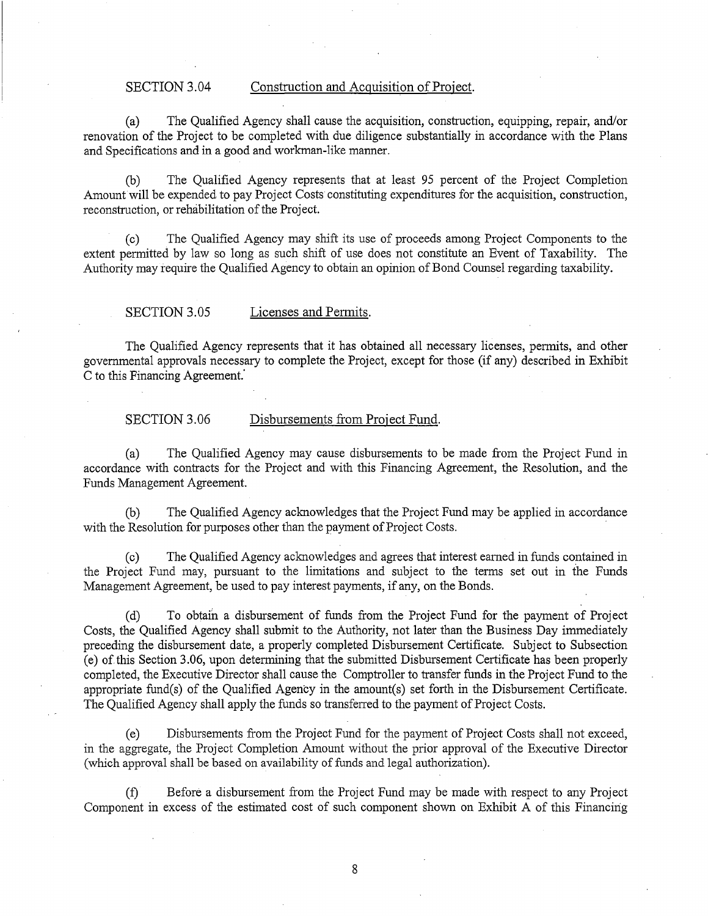### SECTION 3.04 Construction and Acquisition of Project.

(a) The Qualified Agency shall cause the acquisition, construction, equipping, repair, and/or renovation of the Project to be completed with due diligence substantially in accordance with the Plans and Specifications and in a good and workman-like manner.

(b) The Qualified Agency represents that at least 95 percent of the Project Completion Amount will be expended to pay Project Costs constituting expenditures for the acquisition, construction, reconstruction, or rehabilitation of the Project.

(c) The Qualified Agency may shift its use of proceeds among Project Components to the extent permitted by law so long as such shift of use does not constitute an Event of Taxability. The Authority may require the Qualified Agency to obtain an opinion of Bond Counsel regarding taxability.

### SECTION 3.05 Licenses and Permits.

The Qualified Agency represents that it has obtained all necessary licenses, permits, and other governmental approvals necessary to complete the Project, except for those (if any) described in Exhibit C to this Financing Agreement.

### SECTION 3.06 Disbursements from Project Fund.

(a) The Qualified Agency may cause disbursements to be made from the Project Fund in accordance with contracts for the Project and with this Financing Agreement, the Resolution, and the Funds Management Agreement.

(b) The Qualified Agency acknowledges that the Project Fund may be applied in accordance with the Resolution for purposes other than the payment of Project Costs.

(c) The Qualified Agency acknowledges and agrees that interest earned in funds contained in the Project Fund may, pursuant to the limitations and subject to the terms set out in the Funds Management Agreement, be used to pay interest payments, if any, on the Bonds.

(d) To obtain a disbursement of funds from the Project Fund for the payment of Project Costs, the Qualified Agency shall submit to the Authority, not later than the Business Day immediately preceding the disbursement date, a properly completed Disbursement Certificate. Subject to Subsection (e) of this Section 3.06, upon determining that the submitted Disbursement Certificate has been properly completed, the Executive Director shall cause the Comptroller to transfer funds in the Project Fund to the appropriate fund(s) of the Qualified Agency in the amount(s) set forth in the Disbursement Certificate. The Qualified Agency shall apply the funds so transferred to the payment of Project Costs.

(e) Disbursements from the Project Fund for the payment of Project Costs shall not exceed, in the aggregate, the Project Completion Amount without the prior approval of the Executive Director (which approval shall be based on availability of funds and legal authorization).

(f) Before a disbursement from the Project Fund may be made with respect to any Project Component in excess of the estimated cost of such component shown on Exhibit A of this Financing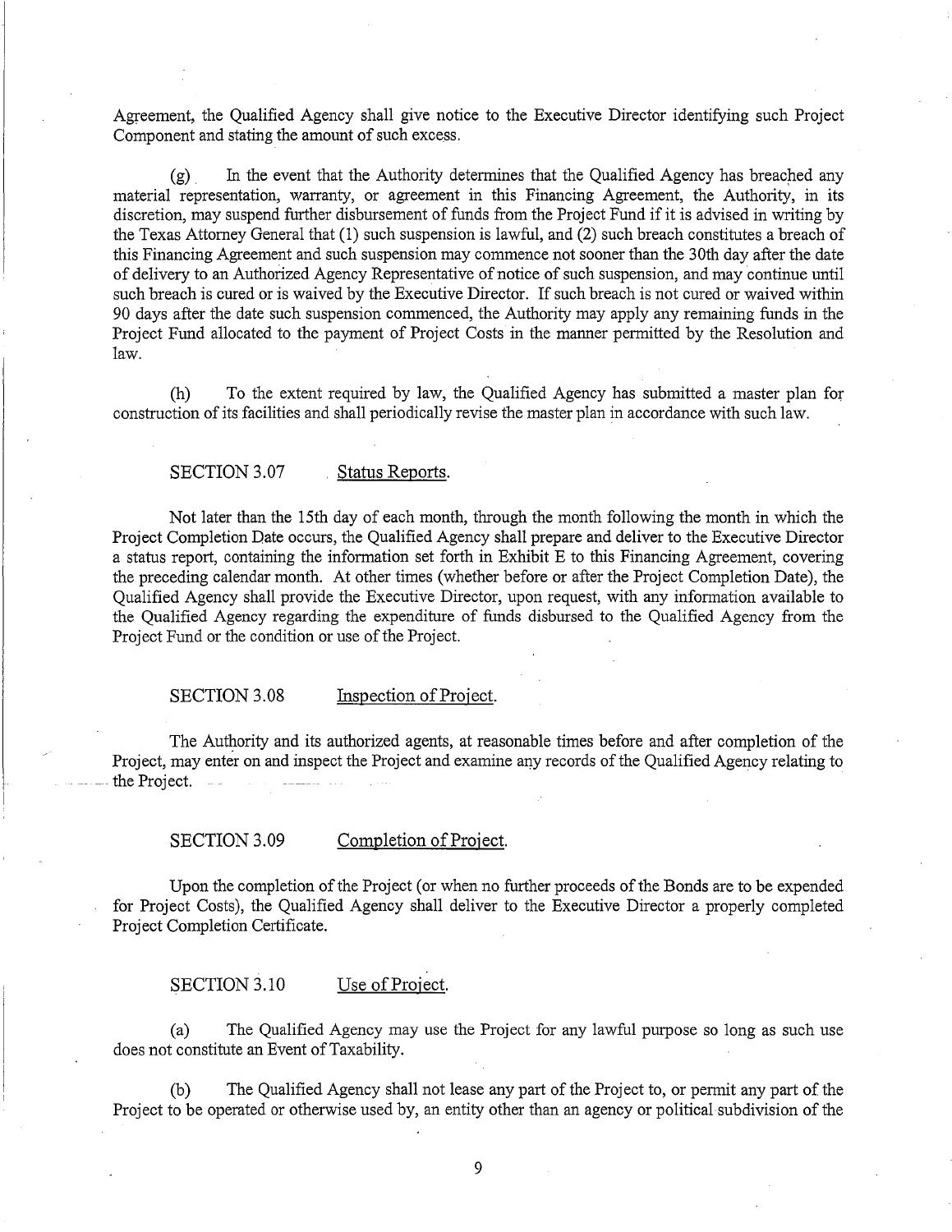Agreement, the Qualified Agency shall give notice to the Executive Director identifying such Project Component and stating the amount of such excess.

(g) In the event that the Authority determines that the Qualified Agency has breached any material representation, warranty, or agreement in this Financing Agreement, the Authority, in its discretion, may suspend further disbursement of funds from the Project Fund if it is advised in writing by the Texas Attorney General that (1) such suspension is lawful, and (2) such breach constitutes a breach of this Financing Agreement and such suspension may commence not sooner than the 30th day after the date of delivery to an Authorized Agency Representative of notice of such suspension, and may continue until such breach is cured or is waived by the Executive Director. If such breach is not cured or waived within 90 days after the date such suspension commenced, the Authority may apply any remaining funds in the Project Fund allocated to the payment of Project Costs in the manner permitted by the Resolution and law.

(h) To the extent required by law, the Qualified Agency has submitted a master plan for construction of its facilities and shall periodically revise the master plan in accordance with such law.

### SECTION 3.07 Status Reports.

Not later than the 15th day of each month, through the month following the month in which the Project Completion Date occurs, the Qualified Agency shall prepare and deliver to the Executive Director a status report, containing the information set forth in Exhibit E to this Financing Agreement, covering the preceding calendar month. At other times (whether before or after the Project Completion Date), the Qualified Agency shall provide the Executive Director, upon request, with any information available to the Qualified Agency regarding the expenditure of funds disbursed to the Qualified Agency from the Project Fund or the condition or use of the Project.

### SECTION 3.08 Inspection of Project.

The Authority and its authorized agents, at reasonable times before and after completion of the Project, may enter on and inspect the Project and examine any records of the Qualified Agency relating to the Project.

### SECTION 3.09 Completion of Project.

Upon the completion of the Project (or when no further proceeds of the Bonds are to be expended for Project Costs), the Qualified Agency shall deliver to the Executive Director a properly completed Project Completion Certificate.

### SECTION 3.10 Use of Project.

(a) The Qualified Agency may use the Project for any lawful purpose so long as such use does not constitute an Event of Taxability.

(b) The Qualified Agency shall not lease any part of the Project to, or permit any part of the Project to be operated or otherwise used by, an entity other than an agency or political subdivision of the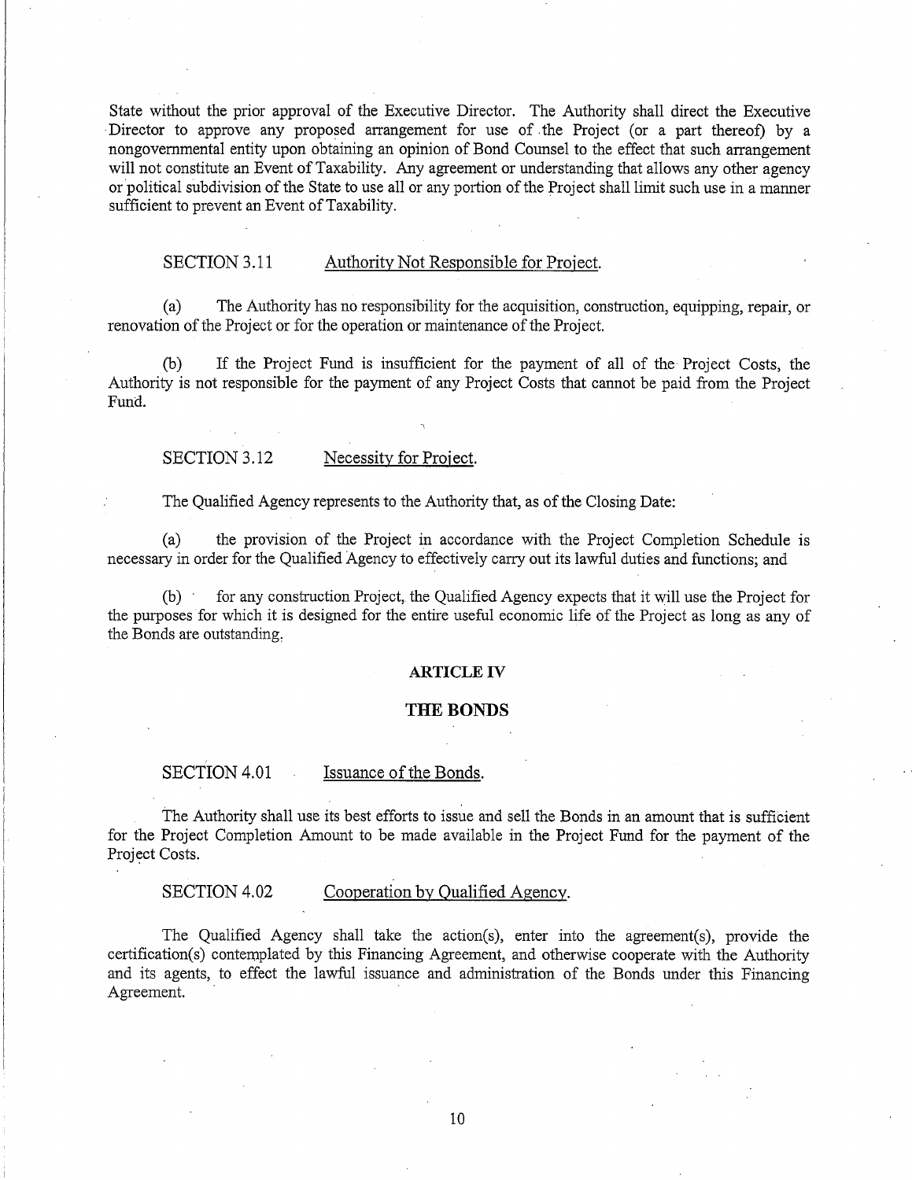State without the prior approval of the Executive Director. The Authority shall direct the Executive Director to approve any proposed arrangement for use of the Project (or a part thereof) by a nongovernmental entity upon obtaining an opinion of Bond Counsel to the effect that such arrangement will not constitute an Event of Taxability. Any agreement or understanding that allows any other agency or political subdivision of the State to use all or any portion of the Project shall limit such use in a manner sufficient to prevent an Event of Taxability.

SECTION 3.11 Authority Not Responsible for Project.

(a) The Authority has no responsibility for the acquisition, construction, equipping, repair, or renovation of the Project or for the operation or maintenance of the Project.

(b) If the Project Fund is insufficient for the payment of all of the Project Costs, the Authority is not responsible for the payment of any Project Costs that cannot be paid from the Project Fund.

SECTION 3.12 Necessity for Project.

The Qualified Agency represents to the Authority that, as of the Closing Date:

(a) the provision of the Project in accordance with the Project Completion Schedule is necessary in order for the Qualified Agency to effectively carry out its lawful duties and functions; and

(b) for any construction Project, the Qualified Agency expects that it will use the Project for the purposes for which it is designed for the entire useful economic life of the Project as long as any of the Bonds are outstanding.

## ARTICLE IV

## THE BONDS

SECTION 4.01 Issuance of the Bonds.

The Authority shall use its best efforts to issue and sell the Bonds in an amount that is sufficient for the Project Completion Amount to be made available in the Project Fund for the payment of the Project Costs.

SECTION 4.02 Cooperation by Qualified Agency.

The Qualified Agency shall take the action(s), enter into the agreement(s), provide the certification(s) contemplated by this Financing Agreement, and otherwise cooperate with the Authority and its agents, to effect the lawful issuance and administration of the Bonds under this Financing Agreement.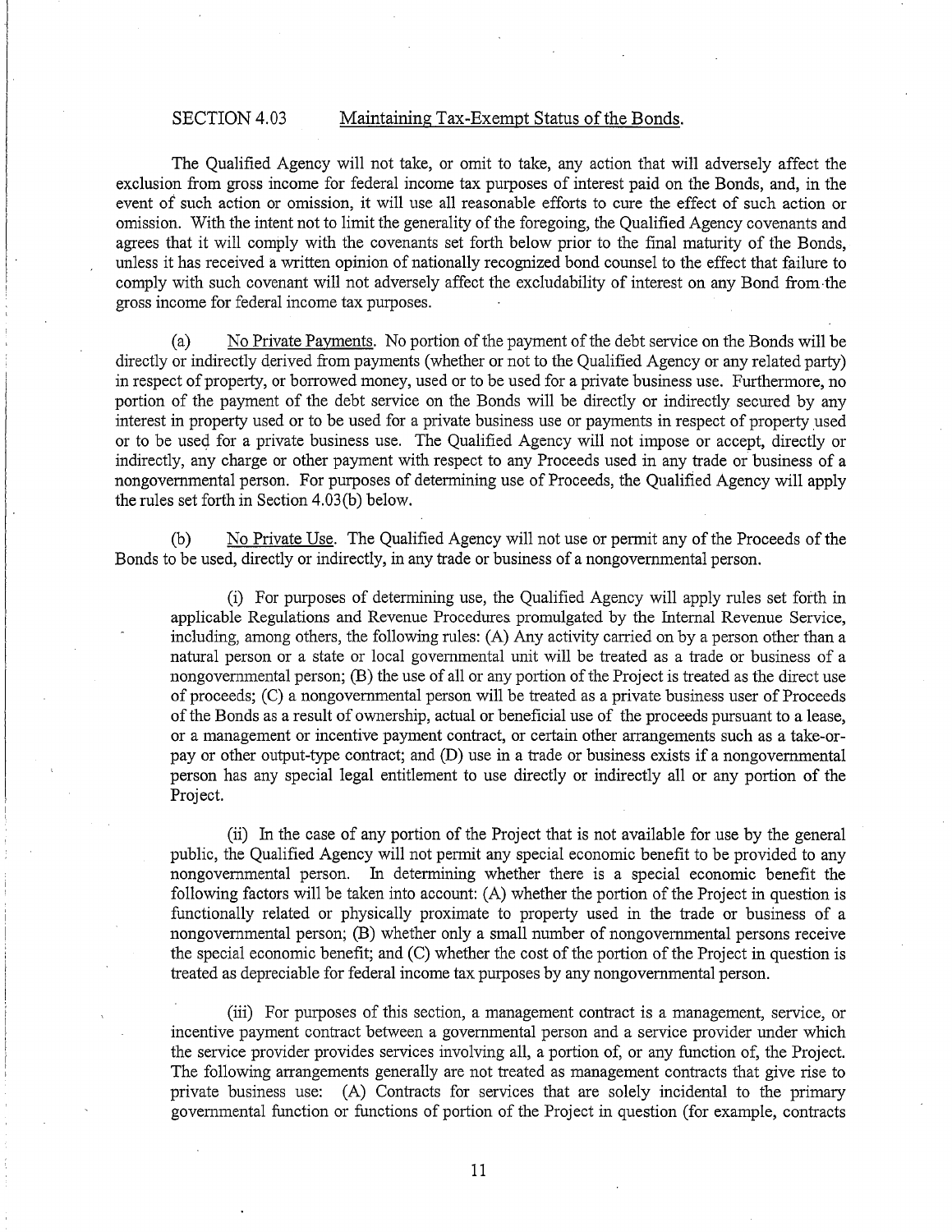SECTION 4.03 Maintaining Tax-Exempt Status of the Bonds.

The Qualified Agency will not take, or omit to take, any action that will adversely affect the exclusion from gross income for federal income tax purposes of interest paid on the Bonds, and, in the event of such action or omission, it will use all reasonable efforts to cure the effect of such action or omission. With the intent not to limit the generality of the foregoing, the Qualified Agency covenants and agrees that it will comply with the covenants set forth below prior to the final maturity of the Bonds, unless it has received a written opinion of nationally recognized bond counsel to the effect that failure to comply with such covenant will not adversely affect the excludability of interest on any Bond from the gross income for federal income tax purposes.

(a) No Private Payments. No portion of the payment of the debt service on the Bonds will be directly or indirectly derived from payments (whether or not to the Qualified Agency or any related party) in respect of property, or borrowed money, used or to be used for a private business use. Furthermore, no portion of the payment of the debt service on the Bonds will be directly or indirectly secured by any interest in property used or to be used for a private business use or payments in respect of property used or to be used for a private business use. The Qualified Agency will not impose or accept, directly or indirectly, any charge or other payment with respect to any Proceeds used in any trade or business of a nongovernmental person. For purposes of determining use of Proceeds, the Qualified Agency will apply the rules set forth in Section 4.03(b) below.

(b) No Private Use. The Qualified Agency will not use or permit any of the Proceeds of the Bonds to be used, directly or indirectly, in any trade or business of a nongovernmental person.

(i) For purposes of determining use, the Qualified Agency will apply rules set forth in applicable Regulations and Revenue Procedures promulgated by the Internal Revenue Service, including, among others, the following rules: (A) Any activity carried on by a person other than a natural person or a state or local governmental unit will be treated as a trade or business of a nongovernmental person; (B) the use of all or any portion of the Project is treated as the direct use of proceeds; (C) a nongovernmental person will be treated as a private business user of Proceeds of the Bonds as a result of ownership, actual or beneficial use of the proceeds pursuant to a lease, or a management or incentive payment contract, or certain other arrangements such as a take-or-pay or other output-type contract; and (D) use in a trade or business exists if a nongovernmental person has any special legal entitlement to use directly or indirectly all or any portion of the Project.

(ii) In the case of any portion of the Project that is not available for use by the general public, the Qualified Agency will not permit any special economic benefit to be provided to any nongovernmental person. In determining whether there is a special economic benefit the following factors will be taken into account: (A) whether the portion of the Project in question is functionally related or physically proximate to property used in the trade or business of a nongovernmental person; (B) whether only a small number of nongovernmental persons receive the special economic benefit; and (C) whether the cost of the portion of the Project in question is treated as depreciable for federal income tax purposes by any nongovernmental person.

(iii) For purposes of this section, a management contract is a management, service, or incentive payment contract between a governmental person and a service provider under which the service provider provides services involving all, a portion of, or any function of, the Project. The following arrangements generally are not treated as management contracts that give rise to private business use: (A) Contracts for services that are solely incidental to the primary governmental function or functions of portion of the Project in question (for example, contracts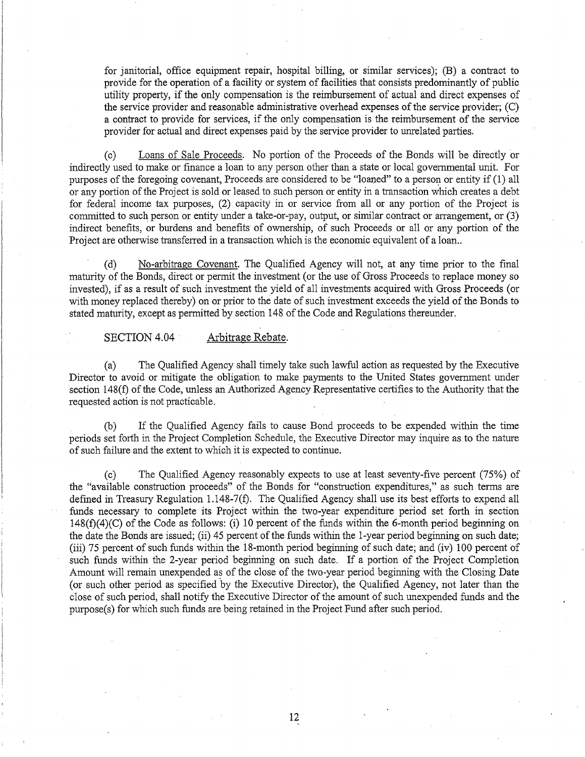for janitorial, office equipment repair, hospital billing, or similar services); (B) a contract to provide for the operation of a facility or system of facilities that consists predominantly of public utility property, if the only compensation is the reimbursement of actual and direct expenses of the service provider and reasonable administrative overhead expenses of the service provider; (C) a contract to provide for services, if the only compensation is the reimbursement of the service provider for actual and direct expenses paid by the service provider to unrelated parties.

(c) Loans of Sale Proceeds. No portion of the Proceeds of the Bonds will be directly or indirectly used to make or finance a loan to any person other than a state or local governmental unit. For purposes of the foregoing covenant, Proceeds are considered to be "loaned" to a person or entity if (1) all or any portion of the Project is sold or leased to such person or entity in a transaction which creates a debt for federal income tax purposes, (2) capacity in or service from all or any portion of the Project is committed to such person or entity under a take-or-pay, output, or similar contract or arrangement, or (3) indirect benefits, or burdens and benefits of ownership, of such Proceeds or all or any portion of the Project are otherwise transferred in a transaction which is the economic equivalent of a loan..

(d) No-arbitrage Covenant. The Qualified Agency will not, at any time prior to the final maturity of the Bonds, direct or permit the investment (or the use of Gross Proceeds to replace money so invested), if as a result of such investment the yield of all investments acquired with Gross Proceeds (or with money replaced thereby) on or prior to the date of such investment exceeds the yield of the Bonds to stated maturity, except as permitted by section 148 of the Code and Regulations thereunder.

SECTION 4.04 Arbitrage Rebate.

(a) The Qualified Agency shall timely take such lawful action as requested by the Executive Director to avoid or mitigate the obligation to make payments to the United States government under section 148(f) of the Code, unless an Authorized Agency Representative certifies to the Authority that the requested action is not practicable.

(b) If the Qualified Agency fails to cause Bond proceeds to be expended within the time periods set forth in the Project Completion Schedule, the Executive Director may inquire as to the nature of such failure and the extent to which it is expected to continue.

(c) The Qualified Agency reasonably expects to use at least seventy-five percent (75%) of the "available construction proceeds" of the Bonds for "construction expenditures," as such terms are defined in Treasury Regulation 1.148-7(f). The Qualified Agency shall use its best efforts to expend all funds necessary to complete its Project within the two-year expenditure period set forth in section 148(f)(4)(C) of the Code as follows: (i) 10 percent of the funds within the 6-month period beginning on the date the Bonds are issued; (ii) 45 percent of the funds within the 1-year period beginning on such date; (iii) 75 percent of such funds within the 18-month period beginning of such date; and (iv) 100 percent of such funds within the 2-year period beginning on such date. If a portion of the Project Completion Amount will remain unexpended as of the close of the two-year period beginning with the Closing Date (or such other period as specified by the Executive Director), the Qualified Agency, not later than the close of such period, shall notify the Executive Director of the amount of such unexpended funds and the purpose(s) for which such funds are being retained in the Project Fund after such period.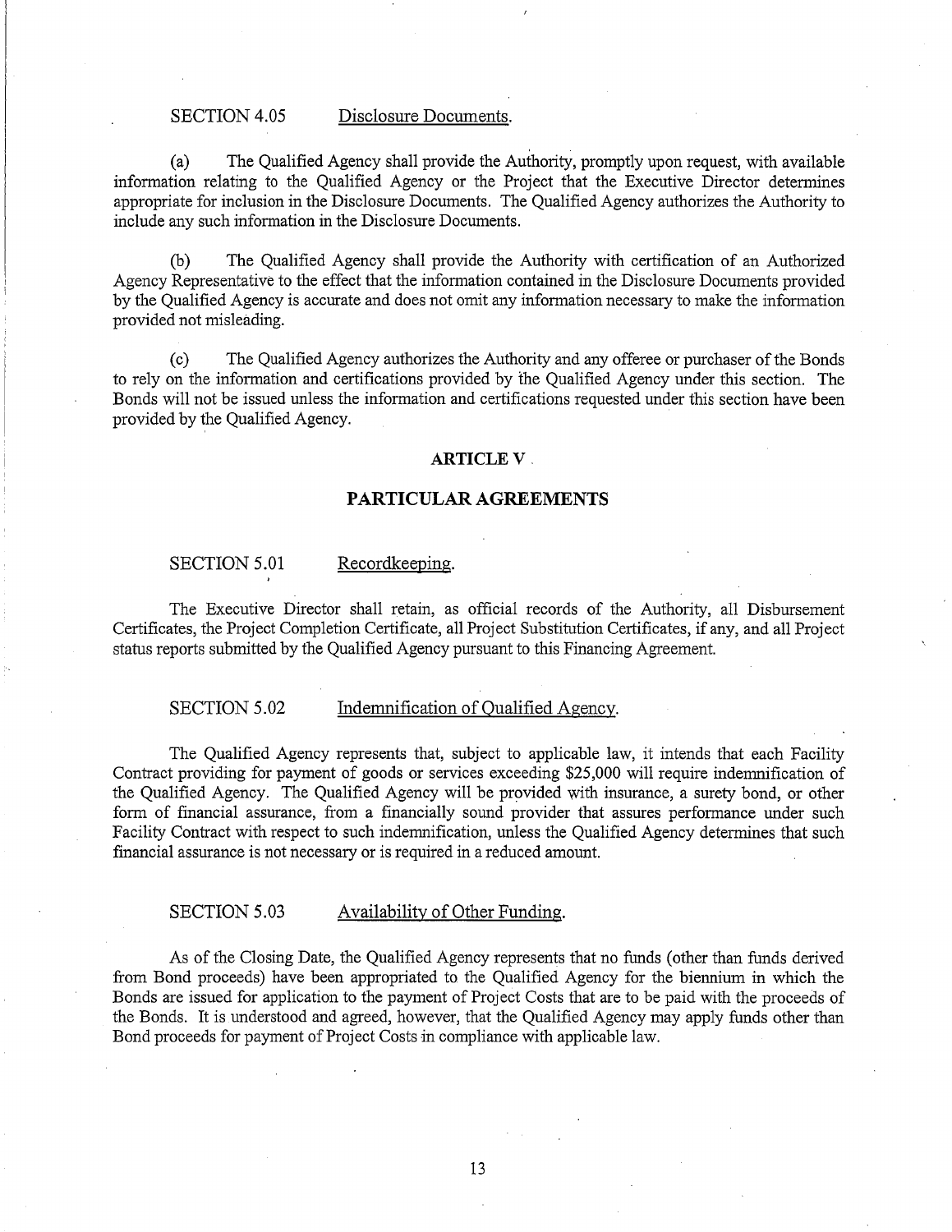### SECTION 4.05 Disclosure Documents.

(a) The Qualified Agency shall provide the Authority, promptly upon request, with available information relating to the Qualified Agency or the Project that the Executive Director determines appropriate for inclusion in the Disclosure Documents. The Qualified Agency authorizes the Authority to include any such information in the Disclosure Documents.

(b) The Qualified Agency shall provide the Authority with certification of an Authorized Agency Representative to the effect that the information contained in the Disclosure Documents provided by the Qualified Agency is accurate and does not omit any information necessary to make the information provided not misleading.

(c) The Qualified Agency authorizes the Authority and any offeree or purchaser of the Bonds to rely on the information and certifications provided by the Qualified Agency under this section. The Bonds will not be issued unless the information and certifications requested under this section have been provided by the Qualified Agency.

## ARTICLE V

## PARTICULAR AGREEMENTS

### SECTION 5.01 Recordkeeping.

The Executive Director shall retain, as official records of the Authority, all Disbursement Certificates, the Project Completion Certificate, all Project Substitution Certificates, if any, and all Project status reports submitted by the Qualified Agency pursuant to this Financing Agreement.

### SECTION 5.02 Indemnification of Qualified Agency.

The Qualified Agency represents that, subject to applicable law, it intends that each Facility Contract providing for payment of goods or services exceeding $25,000 will require indemnification of the Qualified Agency. The Qualified Agency will be provided with insurance, a surety bond, or other form of financial assurance, from a financially sound provider that assures performance under such Facility Contract with respect to such indemnification, unless the Qualified Agency determines that such financial assurance is not necessary or is required in a reduced amount.

### SECTION 5.03 Availability of Other Funding.

As of the Closing Date, the Qualified Agency represents that no funds (other than funds derived from Bond proceeds) have been appropriated to the Qualified Agency for the biennium in which the Bonds are issued for application to the payment of Project Costs that are to be paid with the proceeds of the Bonds. It is understood and agreed, however, that the Qualified Agency may apply funds other than Bond proceeds for payment of Project Costs in compliance with applicable law.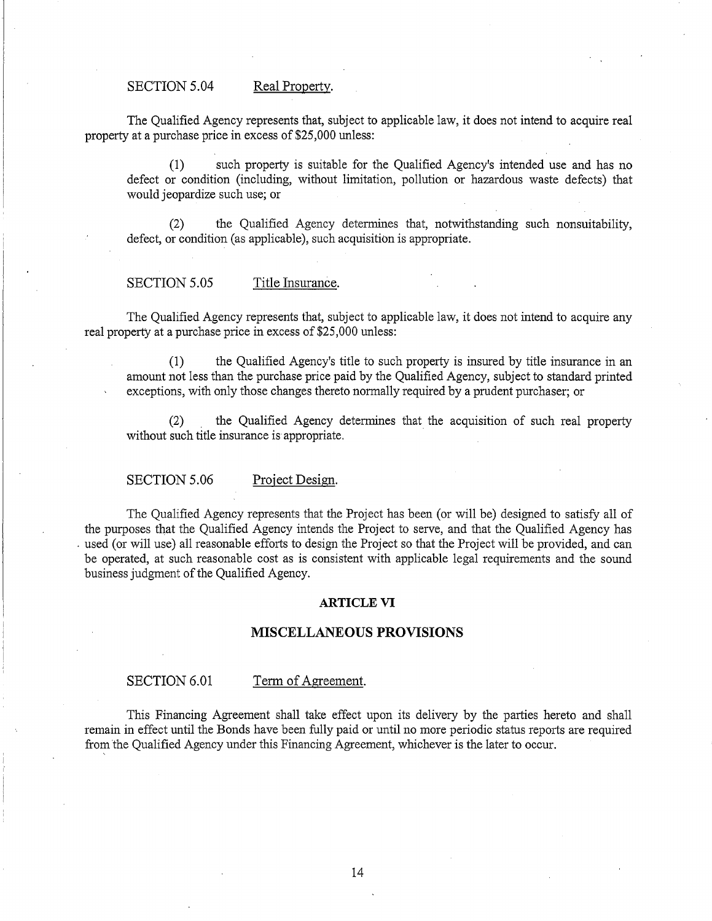SECTION 5.04 Real Property.

The Qualified Agency represents that, subject to applicable law, it does not intend to acquire real property at a purchase price in excess of $25,000 unless:

(1) such property is suitable for the Qualified Agency's intended use and has no defect or condition (including, without limitation, pollution or hazardous waste defects) that would jeopardize such use; or

(2) the Qualified Agency determines that, notwithstanding such nonsuitability, defect, or condition (as applicable), such acquisition is appropriate.

SECTION 5.05 Title Insurance.

The Qualified Agency represents that, subject to applicable law, it does not intend to acquire any real property at a purchase price in excess of $25,000 unless:

(1) the Qualified Agency's title to such property is insured by title insurance in an amount not less than the purchase price paid by the Qualified Agency, subject to standard printed exceptions, with only those changes thereto normally required by a prudent purchaser; or

(2) the Qualified Agency determines that the acquisition of such real property without such title insurance is appropriate.

SECTION 5.06 Project Design.

The Qualified Agency represents that the Project has been (or will be) designed to satisfy all of the purposes that the Qualified Agency intends the Project to serve, and that the Qualified Agency has used (or will use) all reasonable efforts to design the Project so that the Project will be provided, and can be operated, at such reasonable cost as is consistent with applicable legal requirements and the sound business judgment of the Qualified Agency.

## ARTICLE VI

## MISCELLANEOUS PROVISIONS

SECTION 6.01 Term of Agreement.

This Financing Agreement shall take effect upon its delivery by the parties hereto and shall remain in effect until the Bonds have been fully paid or until no more periodic status reports are required from the Qualified Agency under this Financing Agreement, whichever is the later to occur.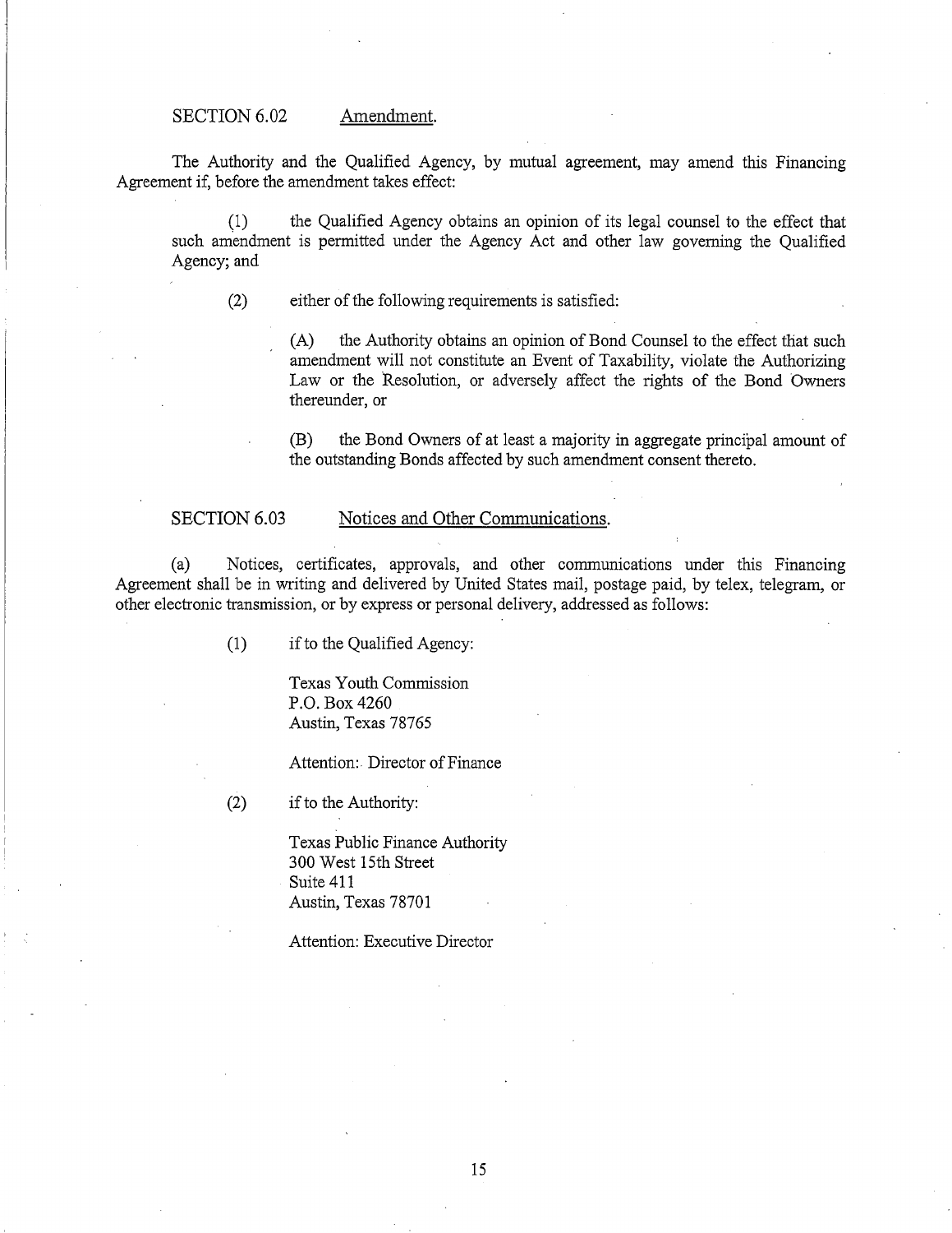SECTION 6.02 Amendment.

The Authority and the Qualified Agency, by mutual agreement, may amend this Financing Agreement if, before the amendment takes effect:

(1) the Qualified Agency obtains an opinion of its legal counsel to the effect that such amendment is permitted under the Agency Act and other law governing the Qualified Agency; and

(2) either of the following requirements is satisfied:

(A) the Authority obtains an opinion of Bond Counsel to the effect that such amendment will not constitute an Event of Taxability, violate the Authorizing Law or the Resolution, or adversely affect the rights of the Bond Owners thereunder, or

(B) the Bond Owners of at least a majority in aggregate principal amount of the outstanding Bonds affected by such amendment consent thereto.

SECTION 6.03 Notices and Other Communications.

(a) Notices, certificates, approvals, and other communications under this Financing Agreement shall be in writing and delivered by United States mail, postage paid, by telex, telegram, or other electronic transmission, or by express or personal delivery, addressed as follows:

(1) if to the Qualified Agency:

Texas Youth Commission
P.O. Box 4260
Austin, Texas 78765

Attention: Director of Finance

(2) if to the Authority:

Texas Public Finance Authority
300 West 15th Street
Suite 411
Austin, Texas 78701

Attention: Executive Director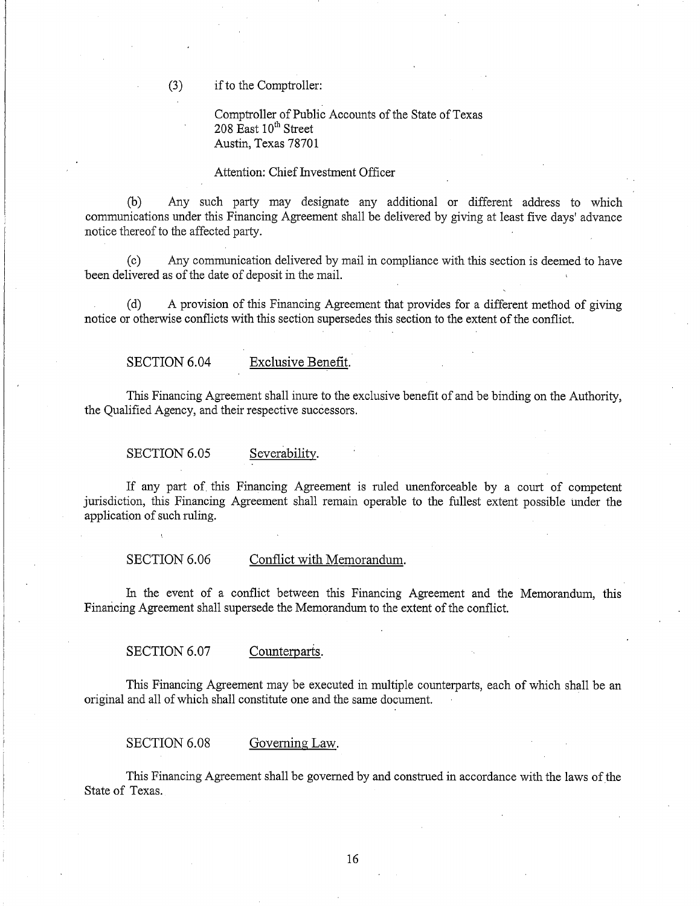(3) if to the Comptroller:

Comptroller of Public Accounts of the State of Texas
208 East 10th Street
Austin, Texas 78701

Attention: Chief Investment Officer

(b) Any such party may designate any additional or different address to which communications under this Financing Agreement shall be delivered by giving at least five days' advance notice thereof to the affected party.

(c) Any communication delivered by mail in compliance with this section is deemed to have been delivered as of the date of deposit in the mail.

(d) A provision of this Financing Agreement that provides for a different method of giving notice or otherwise conflicts with this section supersedes this section to the extent of the conflict.

SECTION 6.04 Exclusive Benefit.

This Financing Agreement shall inure to the exclusive benefit of and be binding on the Authority, the Qualified Agency, and their respective successors.

SECTION 6.05 Severability.

If any part of this Financing Agreement is ruled unenforceable by a court of competent jurisdiction, this Financing Agreement shall remain operable to the fullest extent possible under the application of such ruling.

SECTION 6.06 Conflict with Memorandum.

In the event of a conflict between this Financing Agreement and the Memorandum, this Financing Agreement shall supersede the Memorandum to the extent of the conflict.

SECTION 6.07 Counterparts.

This Financing Agreement may be executed in multiple counterparts, each of which shall be an original and all of which shall constitute one and the same document.

SECTION 6.08 Governing Law.

This Financing Agreement shall be governed by and construed in accordance with the laws of the State of Texas.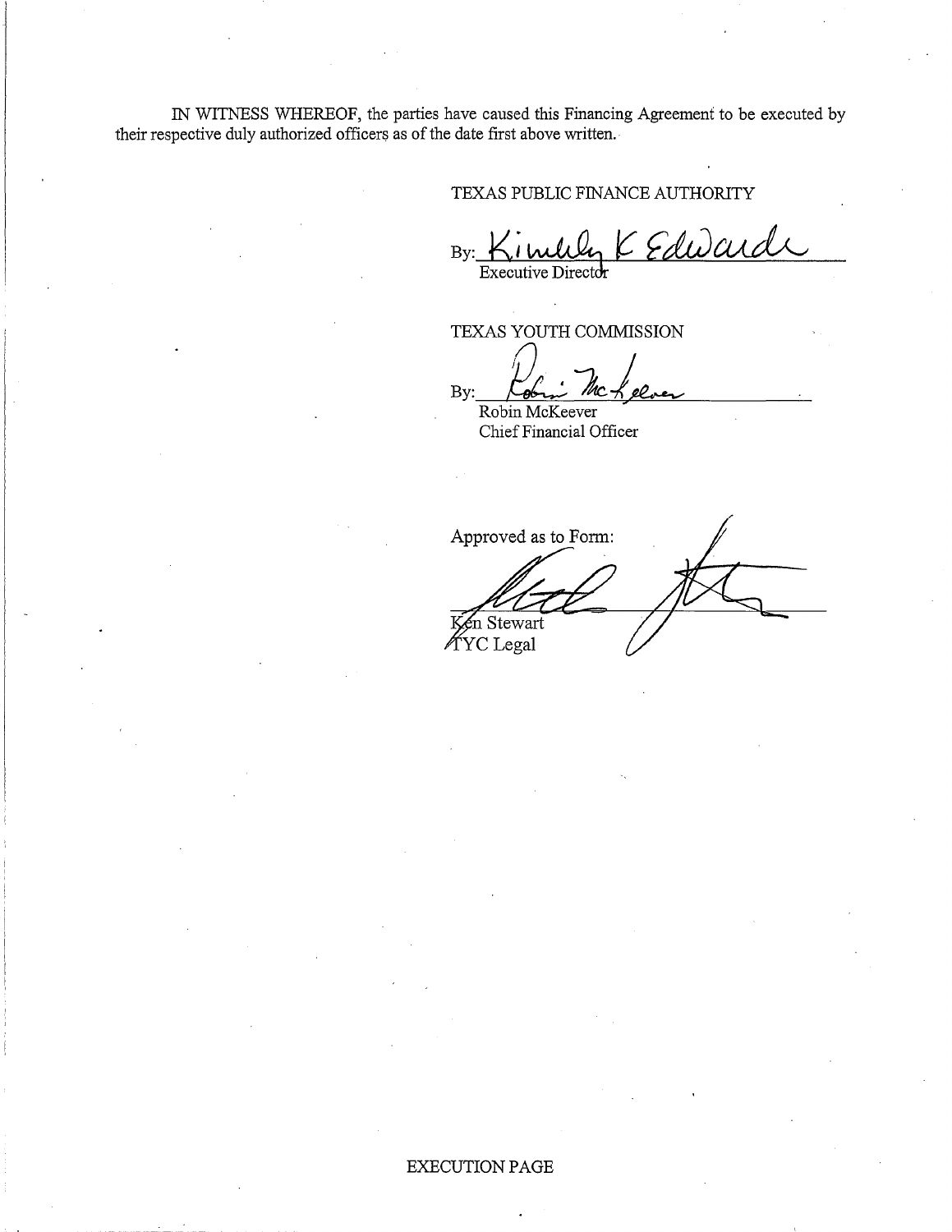IN WITNESS WHEREOF, the parties have caused this Financing Agreement to be executed by their respective duly authorized officers as of the date first above written.

TEXAS PUBLIC FINANCE AUTHORITY

By: Kimberly K Edwards
Executive Director

TEXAS YOUTH COMMISSION

By: Robin McKeever
Robin McKeever
Chief Financial Officer

Approved as to Form:

Ken Stewart
TYC Legal

EXECUTION PAGE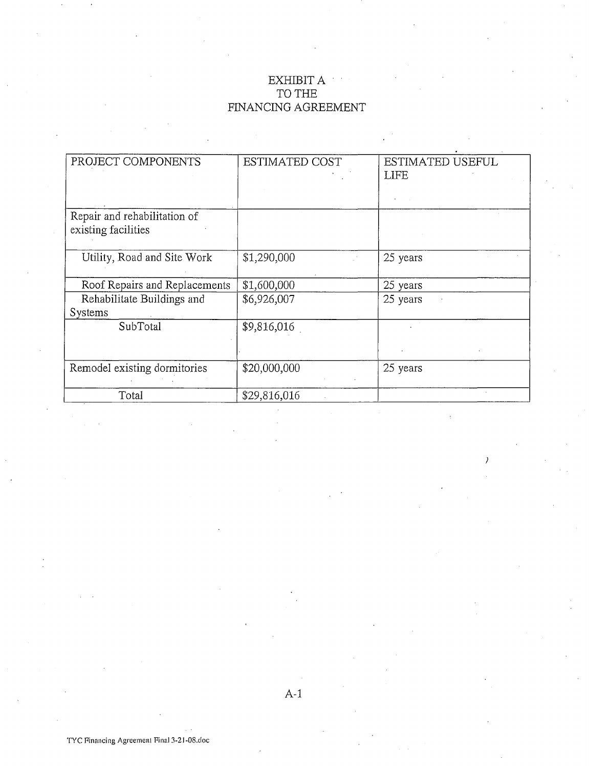# EXHIBIT A
# TO THE
# FINANCING AGREEMENT

| PROJECT COMPONENTS | ESTIMATED COST | ESTIMATED USEFUL LIFE |
|---|---|---|
| Repair and rehabilitation of existing facilities | | |
| Utility, Road and Site Work | $1,290,000 | 25 years |
| Roof Repairs and Replacements | $1,600,000 | 25 years |
| Rehabilitate Buildings and Systems | $6,926,007 | 25 years |
| SubTotal | $9,816,016 | |
| Remodel existing dormitories | $20,000,000 | 25 years |
| Total | $29,816,016 | |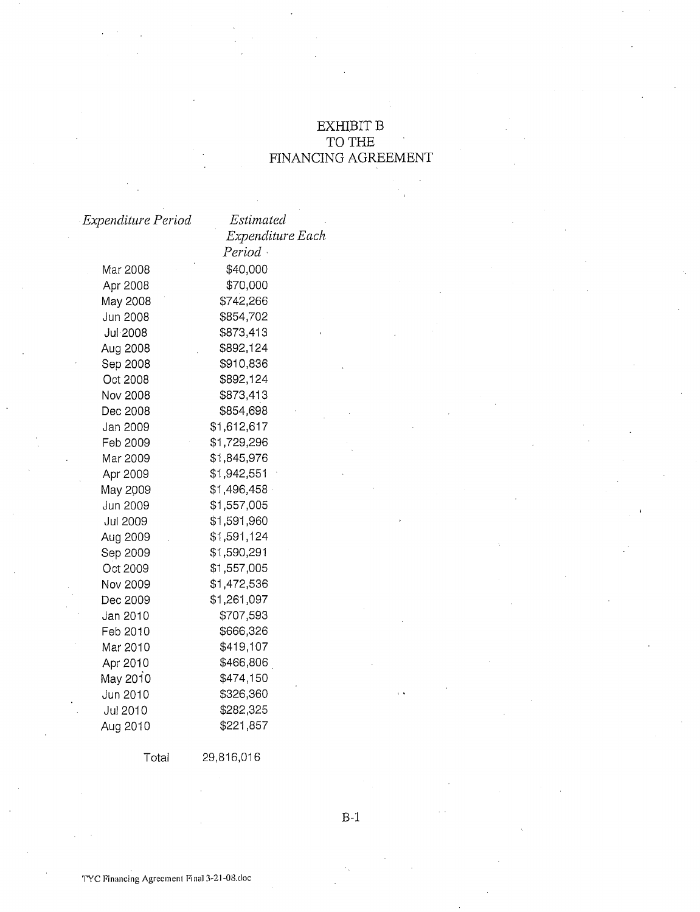# EXHIBIT B
## TO THE
## FINANCING AGREEMENT

| *Expenditure Period* | *Estimated Expenditure Each Period* |
|---|---|
| Mar 2008 | $40,000 |
| Apr 2008 | $70,000 |
| May 2008 | $742,266 |
| Jun 2008 | $854,702 |
| Jul 2008 | $873,413 |
| Aug 2008 | $892,124 |
| Sep 2008 | $910,836 |
| Oct 2008 | $892,124 |
| Nov 2008 | $873,413 |
| Dec 2008 | $854,698 |
| Jan 2009 | $1,612,617 |
| Feb 2009 | $1,729,296 |
| Mar 2009 | $1,845,976 |
| Apr 2009 | $1,942,551 |
| May 2009 | $1,496,458 |
| Jun 2009 | $1,557,005 |
| Jul 2009 | $1,591,960 |
| Aug 2009 | $1,591,124 |
| Sep 2009 | $1,590,291 |
| Oct 2009 | $1,557,005 |
| Nov 2009 | $1,472,536 |
| Dec 2009 | $1,261,097 |
| Jan 2010 | $707,593 |
| Feb 2010 | $666,326 |
| Mar 2010 | $419,107 |
| Apr 2010 | $466,806 |
| May 2010 | $474,150 |
| Jun 2010 | $326,360 |
| Jul 2010 | $282,325 |
| Aug 2010 | $221,857 |
| Total | 29,816,016 |

B-1

TYC Financing Agreement Final 3-21-08.doc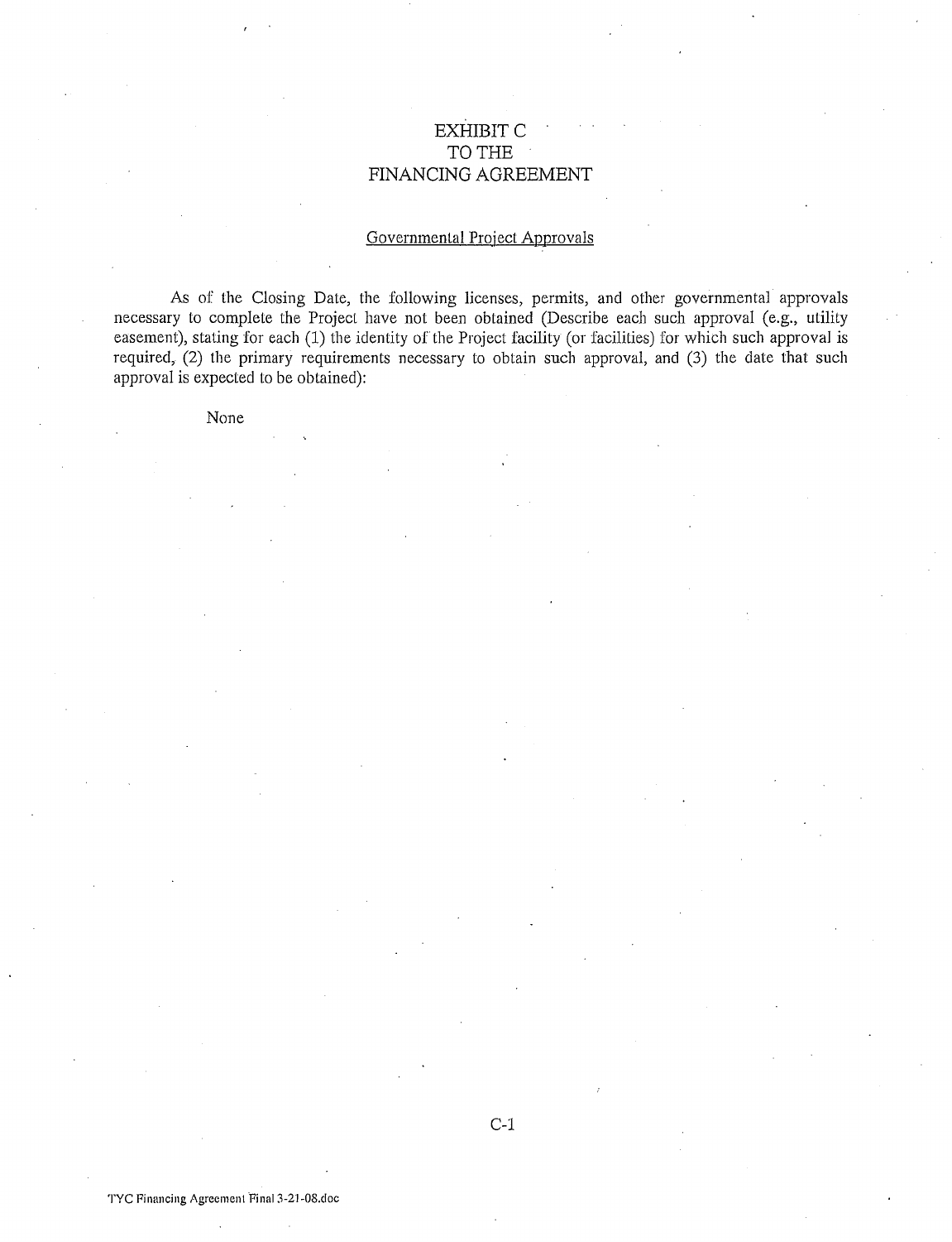# EXHIBIT C
# TO THE
# FINANCING AGREEMENT

## Governmental Project Approvals

As of the Closing Date, the following licenses, permits, and other governmental approvals necessary to complete the Project have not been obtained (Describe each such approval (e.g., utility easement), stating for each (1) the identity of the Project facility (or facilities) for which such approval is required, (2) the primary requirements necessary to obtain such approval, and (3) the date that such approval is expected to be obtained):

None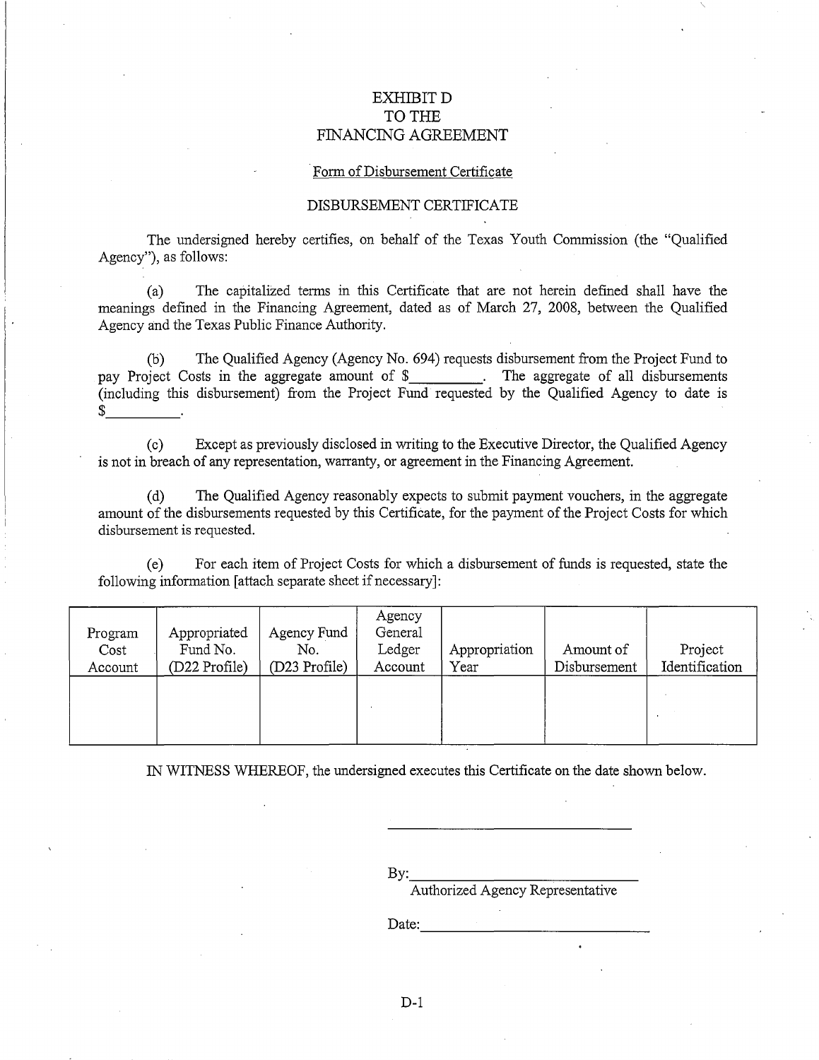# EXHIBIT D
# TO THE
# FINANCING AGREEMENT

Form of Disbursement Certificate

DISBURSEMENT CERTIFICATE

The undersigned hereby certifies, on behalf of the Texas Youth Commission (the "Qualified Agency"), as follows:

(a) The capitalized terms in this Certificate that are not herein defined shall have the meanings defined in the Financing Agreement, dated as of March 27, 2008, between the Qualified Agency and the Texas Public Finance Authority.

(b) The Qualified Agency (Agency No. 694) requests disbursement from the Project Fund to pay Project Costs in the aggregate amount of $\_\_\_\_\_\_\_\_\_. The aggregate of all disbursements (including this disbursement) from the Project Fund requested by the Qualified Agency to date is $\_\_\_\_\_\_\_\_\_\_.

(c) Except as previously disclosed in writing to the Executive Director, the Qualified Agency is not in breach of any representation, warranty, or agreement in the Financing Agreement.

(d) The Qualified Agency reasonably expects to submit payment vouchers, in the aggregate amount of the disbursements requested by this Certificate, for the payment of the Project Costs for which disbursement is requested.

(e) For each item of Project Costs for which a disbursement of funds is requested, state the following information [attach separate sheet if necessary]:

| Program Cost Account | Appropriated Fund No. (D22 Profile) | Agency Fund No. (D23 Profile) | Agency General Ledger Account | Appropriation Year | Amount of Disbursement | Project Identification |
|---|---|---|---|---|---|---|
| | | | | | | |

IN WITNESS WHEREOF, the undersigned executes this Certificate on the date shown below.

\_\_\_\_\_\_\_\_\_\_\_\_\_\_\_\_\_\_\_\_\_\_\_\_\_\_\_\_\_\_

By:\_\_\_\_\_\_\_\_\_\_\_\_\_\_\_\_\_\_\_\_\_\_\_\_\_\_\_\_
Authorized Agency Representative

Date:\_\_\_\_\_\_\_\_\_\_\_\_\_\_\_\_\_\_\_\_\_\_\_\_\_\_\_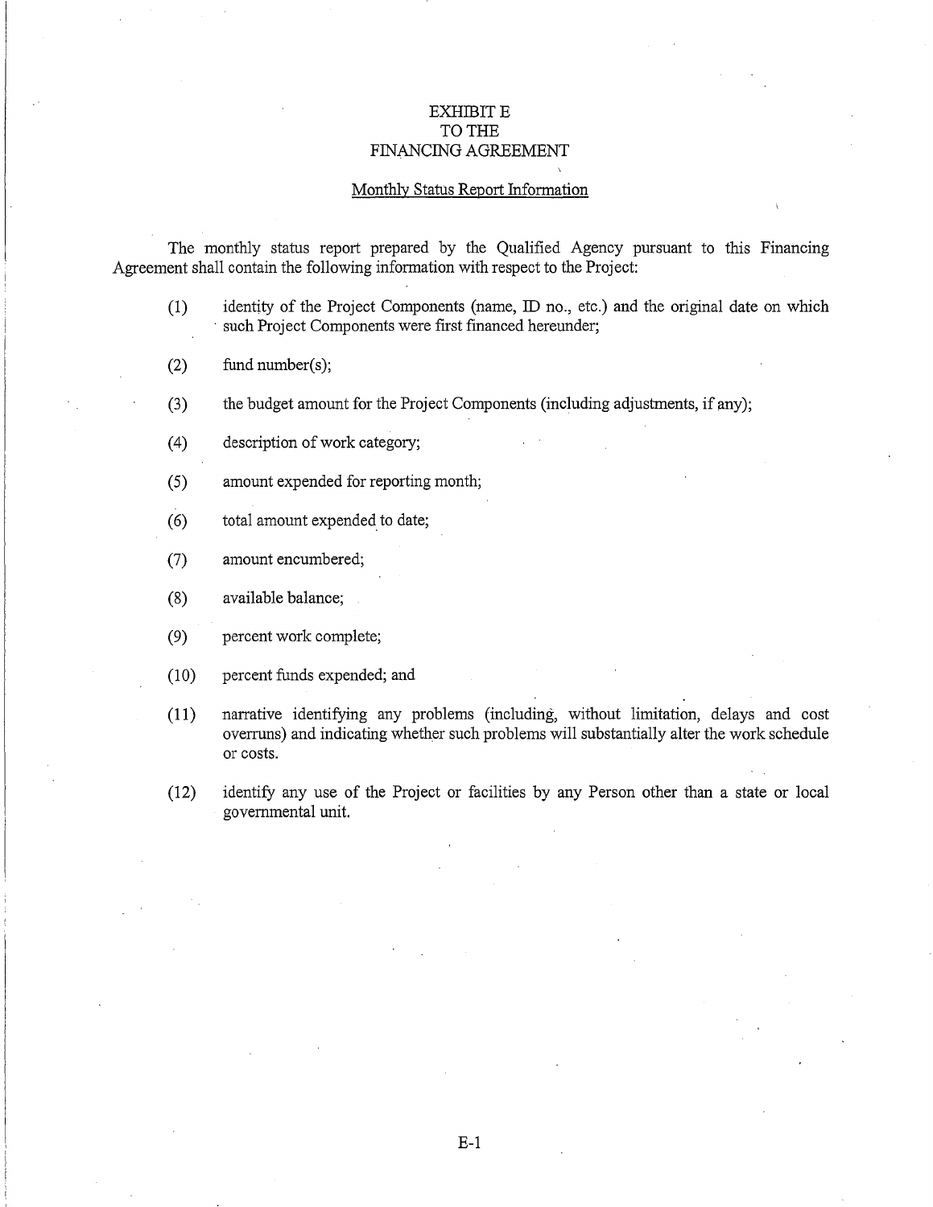# EXHIBIT E
# TO THE
# FINANCING AGREEMENT

Monthly Status Report Information

The monthly status report prepared by the Qualified Agency pursuant to this Financing Agreement shall contain the following information with respect to the Project:

(1) identity of the Project Components (name, ID no., etc.) and the original date on which such Project Components were first financed hereunder;

(2) fund number(s);

(3) the budget amount for the Project Components (including adjustments, if any);

(4) description of work category;

(5) amount expended for reporting month;

(6) total amount expended to date;

(7) amount encumbered;

(8) available balance;

(9) percent work complete;

(10) percent funds expended; and

(11) narrative identifying any problems (including, without limitation, delays and cost overruns) and indicating whether such problems will substantially alter the work schedule or costs.

(12) identify any use of the Project or facilities by any Person other than a state or local governmental unit.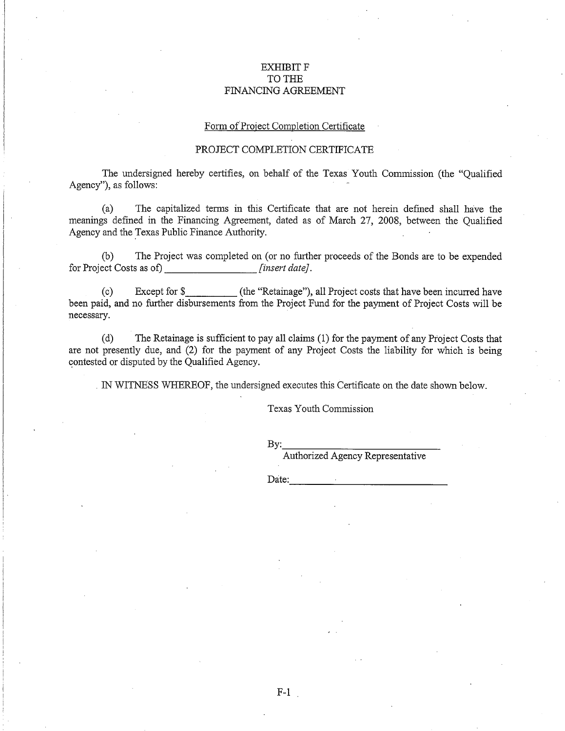EXHIBIT F
TO THE
FINANCING AGREEMENT

Form of Project Completion Certificate

PROJECT COMPLETION CERTIFICATE

The undersigned hereby certifies, on behalf of the Texas Youth Commission (the "Qualified Agency"), as follows:

(a) The capitalized terms in this Certificate that are not herein defined shall have the meanings defined in the Financing Agreement, dated as of March 27, 2008, between the Qualified Agency and the Texas Public Finance Authority.

(b) The Project was completed on (or no further proceeds of the Bonds are to be expended for Project Costs as of) _________________ *[insert date]*.

(c) Except for $_________ (the "Retainage"), all Project costs that have been incurred have been paid, and no further disbursements from the Project Fund for the payment of Project Costs will be necessary.

(d) The Retainage is sufficient to pay all claims (1) for the payment of any Project Costs that are not presently due, and (2) for the payment of any Project Costs the liability for which is being contested or disputed by the Qualified Agency.

IN WITNESS WHEREOF, the undersigned executes this Certificate on the date shown below.

Texas Youth Commission

By:_______________________________
Authorized Agency Representative

Date:_______________________________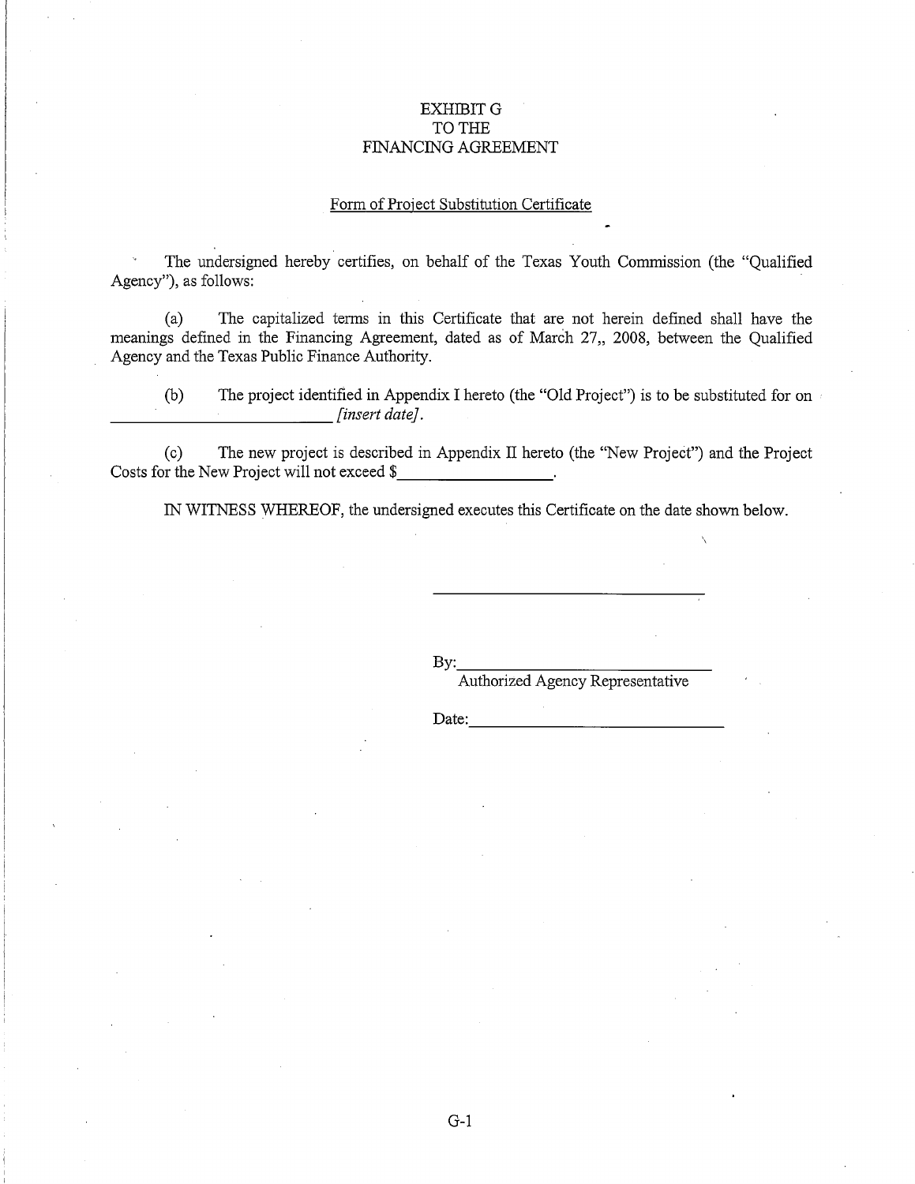# EXHIBIT G
# TO THE
# FINANCING AGREEMENT

Form of Project Substitution Certificate

The undersigned hereby certifies, on behalf of the Texas Youth Commission (the "Qualified Agency"), as follows:

(a) The capitalized terms in this Certificate that are not herein defined shall have the meanings defined in the Financing Agreement, dated as of March 27,, 2008, between the Qualified Agency and the Texas Public Finance Authority.

(b) The project identified in Appendix I hereto (the "Old Project") is to be substituted for on ____________________________ *[insert date]*.

(c) The new project is described in Appendix II hereto (the "New Project") and the Project Costs for the New Project will not exceed $____________________.

IN WITNESS WHEREOF, the undersigned executes this Certificate on the date shown below.

___________________________________

By:________________________________
Authorized Agency Representative

Date:_______________________________